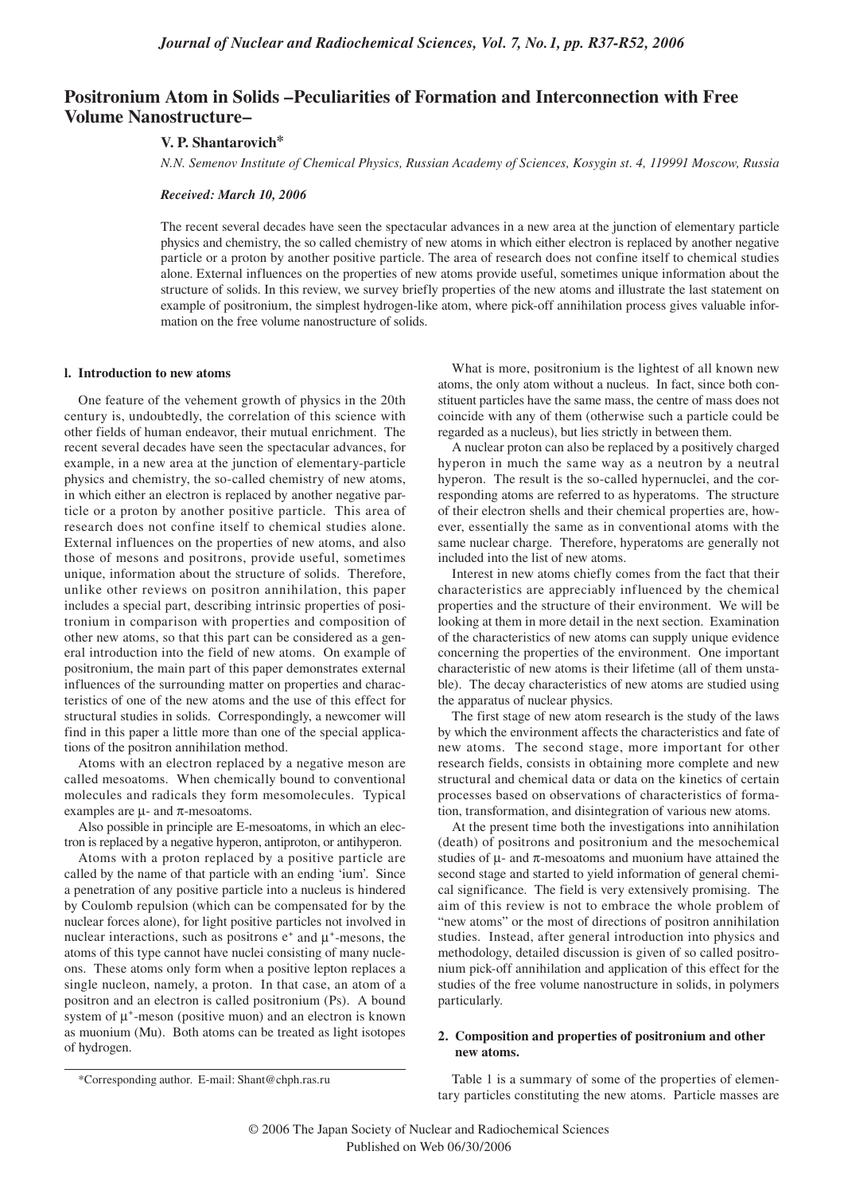# Positronium Atom in Solids –Peculiarities of Formation and Interconnection with Free Volume Nanostructure–

**V. P. Shantarovich***

*N.N. Semenov Institute of Chemical Physics, Russian Academy of Sciences, Kosygin st. 4, 119991 Moscow, Russia*

***Received: March 10, 2006***

The recent several decades have seen the spectacular advances in a new area at the junction of elementary particle physics and chemistry, the so called chemistry of new atoms in which either electron is replaced by another negative particle or a proton by another positive particle. The area of research does not confine itself to chemical studies alone. External influences on the properties of new atoms provide useful, sometimes unique information about the structure of solids. In this review, we survey briefly properties of the new atoms and illustrate the last statement on example of positronium, the simplest hydrogen-like atom, where pick-off annihilation process gives valuable information on the free volume nanostructure of solids.

## 1. Introduction to new atoms

One feature of the vehement growth of physics in the 20th century is, undoubtedly, the correlation of this science with other fields of human endeavor, their mutual enrichment. The recent several decades have seen the spectacular advances, for example, in a new area at the junction of elementary-particle physics and chemistry, the so-called chemistry of new atoms, in which either an electron is replaced by another negative particle or a proton by another positive particle. This area of research does not confine itself to chemical studies alone. External influences on the properties of new atoms, and also those of mesons and positrons, provide useful, sometimes unique, information about the structure of solids. Therefore, unlike other reviews on positron annihilation, this paper includes a special part, describing intrinsic properties of positronium in comparison with properties and composition of other new atoms, so that this part can be considered as a general introduction into the field of new atoms. On example of positronium, the main part of this paper demonstrates external influences of the surrounding matter on properties and characteristics of one of the new atoms and the use of this effect for structural studies in solids. Correspondingly, a newcomer will find in this paper a little more than one of the special applications of the positron annihilation method.

Atoms with an electron replaced by a negative meson are called mesoatoms. When chemically bound to conventional molecules and radicals they form mesomolecules. Typical examples are μ- and π-mesoatoms.

Also possible in principle are E-mesoatoms, in which an electron is replaced by a negative hyperon, antiproton, or antihyperon.

Atoms with a proton replaced by a positive particle are called by the name of that particle with an ending 'ium'. Since a penetration of any positive particle into a nucleus is hindered by Coulomb repulsion (which can be compensated for by the nuclear forces alone), for light positive particles not involved in nuclear interactions, such as positrons $e^+$ and $\mu^+$-mesons, the atoms of this type cannot have nuclei consisting of many nucleons. These atoms only form when a positive lepton replaces a single nucleon, namely, a proton. In that case, an atom of a positron and an electron is called positronium (Ps). A bound system of $\mu^+$-meson (positive muon) and an electron is known as muonium (Mu). Both atoms can be treated as light isotopes of hydrogen.

What is more, positronium is the lightest of all known new atoms, the only atom without a nucleus. In fact, since both constituent particles have the same mass, the centre of mass does not coincide with any of them (otherwise such a particle could be regarded as a nucleus), but lies strictly in between them.

A nuclear proton can also be replaced by a positively charged hyperon in much the same way as a neutron by a neutral hyperon. The result is the so-called hypernuclei, and the corresponding atoms are referred to as hyperatoms. The structure of their electron shells and their chemical properties are, however, essentially the same as in conventional atoms with the same nuclear charge. Therefore, hyperatoms are generally not included into the list of new atoms.

Interest in new atoms chiefly comes from the fact that their characteristics are appreciably influenced by the chemical properties and the structure of their environment. We will be looking at them in more detail in the next section. Examination of the characteristics of new atoms can supply unique evidence concerning the properties of the environment. One important characteristic of new atoms is their lifetime (all of them unstable). The decay characteristics of new atoms are studied using the apparatus of nuclear physics.

The first stage of new atom research is the study of the laws by which the environment affects the characteristics and fate of new atoms. The second stage, more important for other research fields, consists in obtaining more complete and new structural and chemical data or data on the kinetics of certain processes based on observations of characteristics of formation, transformation, and disintegration of various new atoms.

At the present time both the investigations into annihilation (death) of positrons and positronium and the mesochemical studies of μ- and π-mesoatoms and muonium have attained the second stage and started to yield information of general chemical significance. The field is very extensively promising. The aim of this review is not to embrace the whole problem of "new atoms" or the most of directions of positron annihilation studies. Instead, after general introduction into physics and methodology, detailed discussion is given of so called positronium pick-off annihilation and application of this effect for the studies of the free volume nanostructure in solids, in polymers particularly.

## 2. Composition and properties of positronium and other new atoms.

Table 1 is a summary of some of the properties of elementary particles constituting the new atoms. Particle masses are

*Corresponding author. E-mail: Shant@chph.ras.ru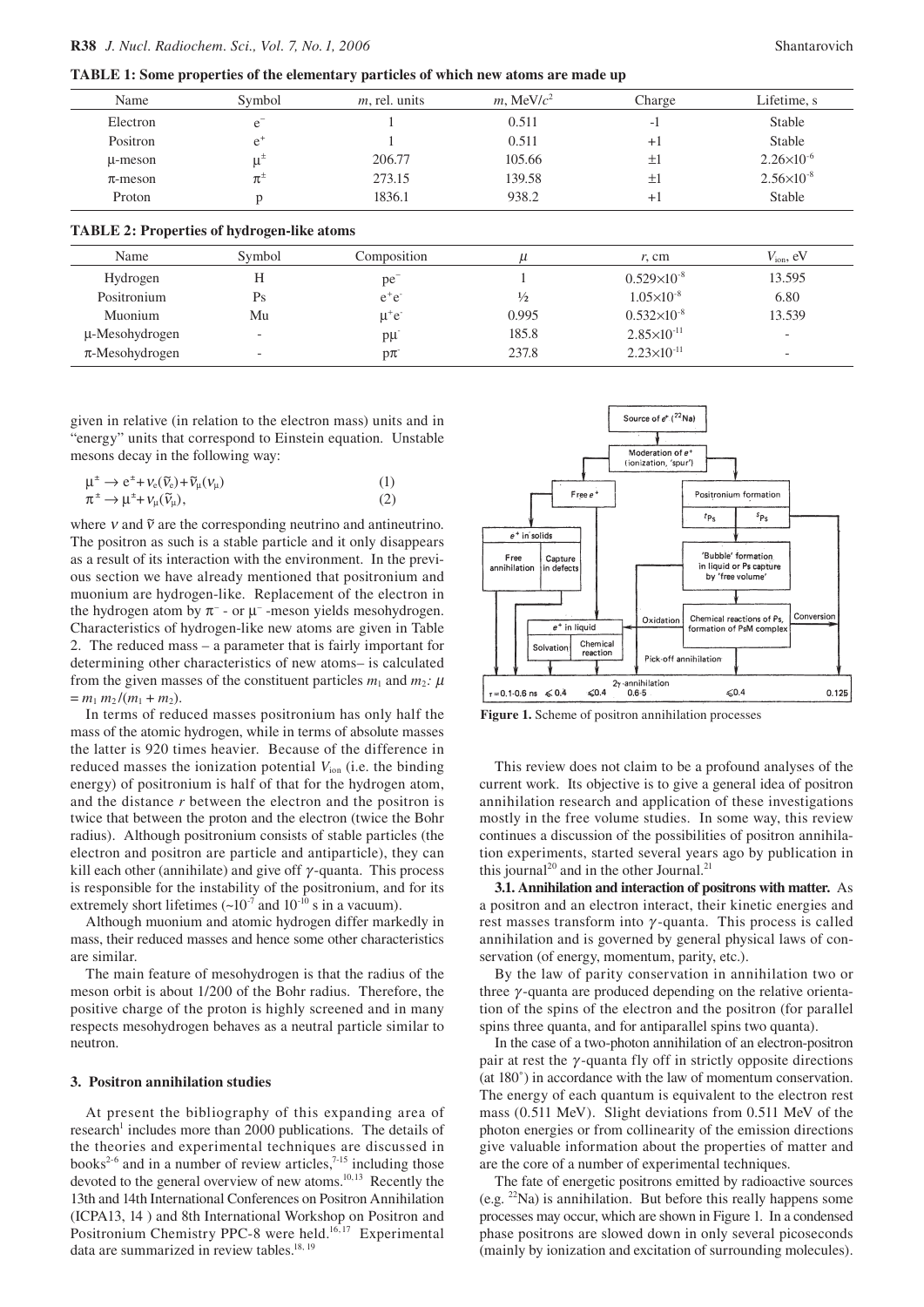**TABLE 1: Some properties of the elementary particles of which new atoms are made up**

| Name | Symbol | $m$, rel. units | $m$, MeV/$c^2$ | Charge | Lifetime, s |
|---|---|---|---|---|---|
| Electron | $e^-$ | 1 | 0.511 | -1 | Stable |
| Positron | $e^+$ | 1 | 0.511 | +1 | Stable |
| μ-meson | $\mu^\pm$ | 206.77 | 105.66 | ±1 | $2.26\times10^{-6}$ |
| π-meson | $\pi^\pm$ | 273.15 | 139.58 | ±1 | $2.56\times10^{-8}$ |
| Proton | p | 1836.1 | 938.2 | +1 | Stable |

**TABLE 2: Properties of hydrogen-like atoms**

| Name | Symbol | Composition | $\mu$ | $r$, cm | $V_{ion}$, eV |
|---|---|---|---|---|---|
| Hydrogen | H | $pe^-$ | 1 | $0.529\times10^{-8}$ | 13.595 |
| Positronium | Ps | $e^+e^-$ | ½ | $1.05\times10^{-8}$ | 6.80 |
| Muonium | Mu | $\mu^+e^-$ | 0.995 | $0.532\times10^{-8}$ | 13.539 |
| μ-Mesohydrogen | - | $p\mu^-$ | 185.8 | $2.85\times10^{-11}$ | - |
| π-Mesohydrogen | - | $p\pi^-$ | 237.8 | $2.23\times10^{-11}$ | - |

given in relative (in relation to the electron mass) units and in "energy" units that correspond to Einstein equation. Unstable mesons decay in the following way:

$$\mu^\pm \rightarrow e^\pm + \nu_e(\tilde{\nu}_e) + \tilde{\nu}_\mu(\nu_\mu) \quad (1)$$

$$\pi^\pm \rightarrow \mu^\pm + \nu_\mu(\tilde{\nu}_\mu), \quad (2)$$

where $\nu$ and $\tilde{\nu}$ are the corresponding neutrino and antineutrino. The positron as such is a stable particle and it only disappears as a result of its interaction with the environment. In the previous section we have already mentioned that positronium and muonium are hydrogen-like. Replacement of the electron in the hydrogen atom by $\pi^-$ - or $\mu^-$ -meson yields mesohydrogen. Characteristics of hydrogen-like new atoms are given in Table 2. The reduced mass – a parameter that is fairly important for determining other characteristics of new atoms– is calculated from the given masses of the constituent particles $m_1$ and $m_2$: $\mu = m_1 m_2/(m_1 + m_2)$.

In terms of reduced masses positronium has only half the mass of the atomic hydrogen, while in terms of absolute masses the latter is 920 times heavier. Because of the difference in reduced masses the ionization potential $V_{ion}$ (i.e. the binding energy) of positronium is half of that for the hydrogen atom, and the distance $r$ between the electron and the positron is twice that between the proton and the electron (twice the Bohr radius). Although positronium consists of stable particles (the electron and positron are particle and antiparticle), they can kill each other (annihilate) and give off $\gamma$-quanta. This process is responsible for the instability of the positronium, and for its extremely short lifetimes (~$10^{-7}$ and $10^{-10}$ s in a vacuum).

Although muonium and atomic hydrogen differ markedly in mass, their reduced masses and hence some other characteristics are similar.

The main feature of mesohydrogen is that the radius of the meson orbit is about 1/200 of the Bohr radius. Therefore, the positive charge of the proton is highly screened and in many respects mesohydrogen behaves as a neutral particle similar to neutron.

### 3. Positron annihilation studies

At present the bibliography of this expanding area of research[1] includes more than 2000 publications. The details of the theories and experimental techniques are discussed in books[2-6] and in a number of review articles,[7-15] including those devoted to the general overview of new atoms.[10,13] Recently the 13th and 14th International Conferences on Positron Annihilation (ICPA13, 14 ) and 8th International Workshop on Positron and Positronium Chemistry PPC-8 were held.[16,17] Experimental data are summarized in review tables.[18, 19]

Figure 1. Scheme of positron annihilation processes

This review does not claim to be a profound analyses of the current work. Its objective is to give a general idea of positron annihilation research and application of these investigations mostly in the free volume studies. In some way, this review continues a discussion of the possibilities of positron annihilation experiments, started several years ago by publication in this journal[20] and in the other Journal.[21]

**3.1. Annihilation and interaction of positrons with matter.** As a positron and an electron interact, their kinetic energies and rest masses transform into $\gamma$-quanta. This process is called annihilation and is governed by general physical laws of conservation (of energy, momentum, parity, etc.).

By the law of parity conservation in annihilation two or three $\gamma$-quanta are produced depending on the relative orientation of the spins of the electron and the positron (for parallel spins three quanta, and for antiparallel spins two quanta).

In the case of a two-photon annihilation of an electron-positron pair at rest the $\gamma$-quanta fly off in strictly opposite directions (at 180˚) in accordance with the law of momentum conservation. The energy of each quantum is equivalent to the electron rest mass (0.511 MeV). Slight deviations from 0.511 MeV of the photon energies or from collinearity of the emission directions give valuable information about the properties of matter and are the core of a number of experimental techniques.

The fate of energetic positrons emitted by radioactive sources (e.g. $^{22}$Na) is annihilation. But before this really happens some processes may occur, which are shown in Figure 1. In a condensed phase positrons are slowed down in only several picoseconds (mainly by ionization and excitation of surrounding molecules).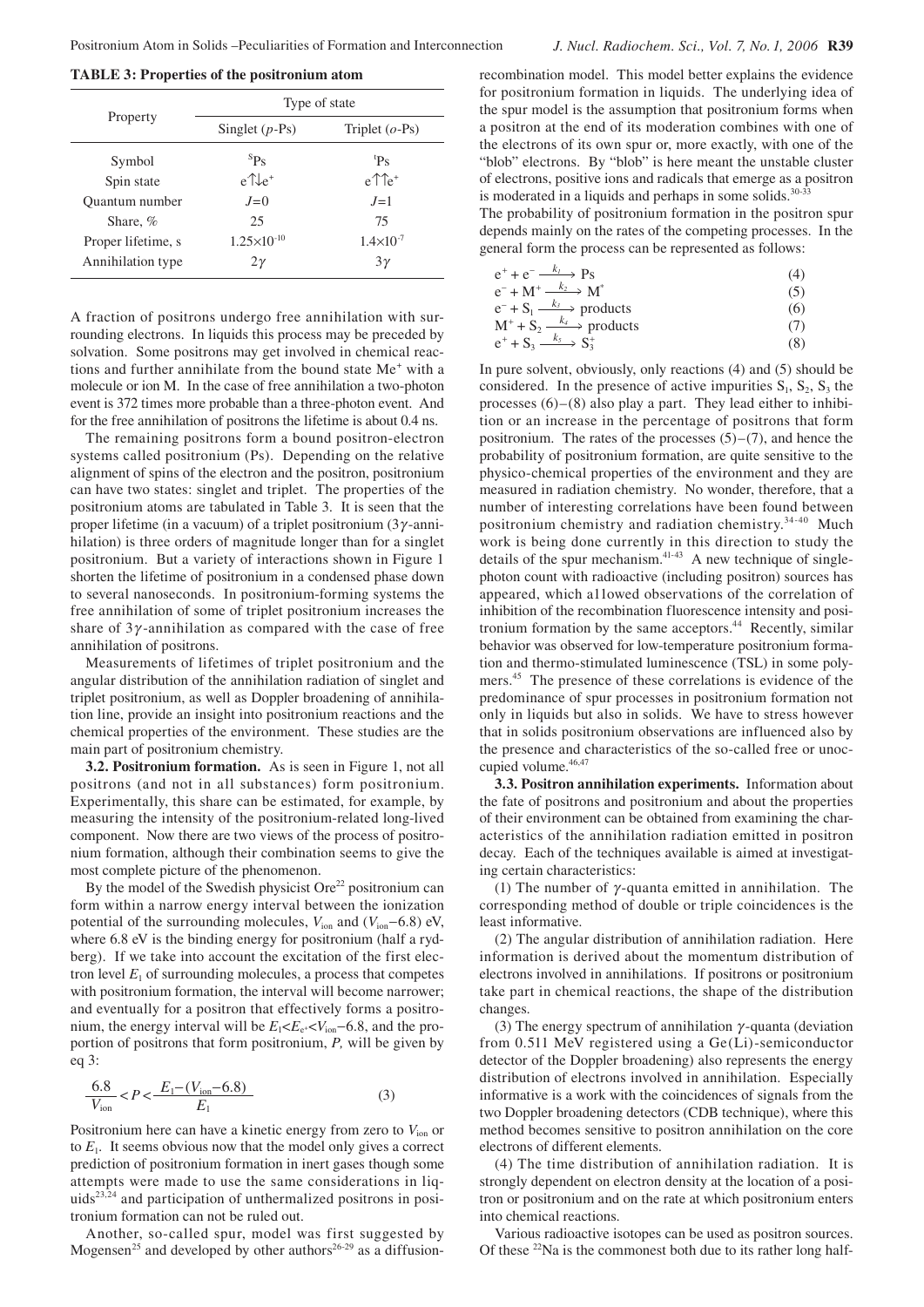**TABLE 3: Properties of the positronium atom**

| Property | Type of state | |
|---|---|---|
| | Singlet (*p*-Ps) | Triplet (*o*-Ps) |
| Symbol | $^{S}$Ps | $^{t}$Ps |
| Spin state | $e^{-}\uparrow\downarrow e^{+}$ | $e^{-}\uparrow\uparrow e^{+}$ |
| Quantum number | $J=0$ | $J=1$ |
| Share, % | 25 | 75 |
| Proper lifetime, s | $1.25\times10^{-10}$ | $1.4\times10^{-7}$ |
| Annihilation type | $2\gamma$ | $3\gamma$ |

A fraction of positrons undergo free annihilation with surrounding electrons. In liquids this process may be preceded by solvation. Some positrons may get involved in chemical reactions and further annihilate from the bound state $Me^{+}$ with a molecule or ion M. In the case of free annihilation a two-photon event is 372 times more probable than a three-photon event. And for the free annihilation of positrons the lifetime is about 0.4 ns.

The remaining positrons form a bound positron-electron systems called positronium (Ps). Depending on the relative alignment of spins of the electron and the positron, positronium can have two states: singlet and triplet. The properties of the positronium atoms are tabulated in Table 3. It is seen that the proper lifetime (in a vacuum) of a triplet positronium ($3\gamma$-annihilation) is three orders of magnitude longer than for a singlet positronium. But a variety of interactions shown in Figure 1 shorten the lifetime of positronium in a condensed phase down to several nanoseconds. In positronium-forming systems the free annihilation of some of triplet positronium increases the share of $3\gamma$-annihilation as compared with the case of free annihilation of positrons.

Measurements of lifetimes of triplet positronium and the angular distribution of the annihilation radiation of singlet and triplet positronium, as well as Doppler broadening of annihilation line, provide an insight into positronium reactions and the chemical properties of the environment. These studies are the main part of positronium chemistry.

**3.2. Positronium formation.** As is seen in Figure 1, not all positrons (and not in all substances) form positronium. Experimentally, this share can be estimated, for example, by measuring the intensity of the positronium-related long-lived component. Now there are two views of the process of positronium formation, although their combination seems to give the most complete picture of the phenomenon.

By the model of the Swedish physicist Ore[22] positronium can form within a narrow energy interval between the ionization potential of the surrounding molecules, $V_{ion}$ and ($V_{ion}-6.8$) eV, where 6.8 eV is the binding energy for positronium (half a rydberg). If we take into account the excitation of the first electron level $E_1$ of surrounding molecules, a process that competes with positronium formation, the interval will become narrower; and eventually for a positron that effectively forms a positronium, the energy interval will be $E_1 < E_{e^+} < V_{ion}-6.8$, and the proportion of positrons that form positronium, *P,* will be given by eq 3:

$$\frac{6.8}{V_{ion}} < P < \frac{E_1-(V_{ion}-6.8)}{E_1} \tag{3}$$

Positronium here can have a kinetic energy from zero to $V_{ion}$ or to $E_1$. It seems obvious now that the model only gives a correct prediction of positronium formation in inert gases though some attempts were made to use the same considerations in liquids[23,24] and participation of unthermalized positrons in positronium formation can not be ruled out.

Another, so-called spur, model was first suggested by Mogensen[25] and developed by other authors[26-29] as a diffusion-recombination model. This model better explains the evidence for positronium formation in liquids. The underlying idea of the spur model is the assumption that positronium forms when a positron at the end of its moderation combines with one of the electrons of its own spur or, more exactly, with one of the "blob" electrons. By "blob" is here meant the unstable cluster of electrons, positive ions and radicals that emerge as a positron is moderated in a liquids and perhaps in some solids.[30-33]

The probability of positronium formation in the positron spur depends mainly on the rates of the competing processes. In the general form the process can be represented as follows:

$$e^{+} + e^{-} \xrightarrow{k_1} Ps \tag{4}$$

$$e^{-} + M^{+} \xrightarrow{k_2} M^{*} \tag{5}$$

$$e^{-} + S_1 \xrightarrow{k_3} \text{products} \tag{6}$$

$$M^{+} + S_2 \xrightarrow{k_4} \text{products} \tag{7}$$

$$e^{+} + S_3 \xrightarrow{k_5} S_3^{+} \tag{8}$$

In pure solvent, obviously, only reactions (4) and (5) should be considered. In the presence of active impurities $S_1$, $S_2$, $S_3$ the processes (6)–(8) also play a part. They lead either to inhibition or an increase in the percentage of positrons that form positronium. The rates of the processes (5)–(7), and hence the probability of positronium formation, are quite sensitive to the physico-chemical properties of the environment and they are measured in radiation chemistry. No wonder, therefore, that a number of interesting correlations have been found between positronium chemistry and radiation chemistry.[34-40] Much work is being done currently in this direction to study the details of the spur mechanism.[41-43] A new technique of single-photon count with radioactive (including positron) sources has appeared, which a11owed observations of the correlation of inhibition of the recombination fluorescence intensity and positronium formation by the same acceptors.[44] Recently, similar behavior was observed for low-temperature positronium formation and thermo-stimulated luminescence (TSL) in some polymers.[45] The presence of these correlations is evidence of the predominance of spur processes in positronium formation not only in liquids but also in solids. We have to stress however that in solids positronium observations are influenced also by the presence and characteristics of the so-called free or unoccupied volume.[46,47]

**3.3. Positron annihilation experiments.** Information about the fate of positrons and positronium and about the properties of their environment can be obtained from examining the characteristics of the annihilation radiation emitted in positron decay. Each of the techniques available is aimed at investigating certain characteristics:

(1) The number of $\gamma$-quanta emitted in annihilation. The corresponding method of double or triple coincidences is the least informative.

(2) The angular distribution of annihilation radiation. Here information is derived about the momentum distribution of electrons involved in annihilations. If positrons or positronium take part in chemical reactions, the shape of the distribution changes.

(3) The energy spectrum of annihilation $\gamma$-quanta (deviation from 0.511 MeV registered using a Ge(Li)-semiconductor detector of the Doppler broadening) also represents the energy distribution of electrons involved in annihilation. Especially informative is a work with the coincidences of signals from the two Doppler broadening detectors (CDB technique), where this method becomes sensitive to positron annihilation on the core electrons of different elements.

(4) The time distribution of annihilation radiation. It is strongly dependent on electron density at the location of a positron or positronium and on the rate at which positronium enters into chemical reactions.

Various radioactive isotopes can be used as positron sources. Of these $^{22}$Na is the commonest both due to its rather long half-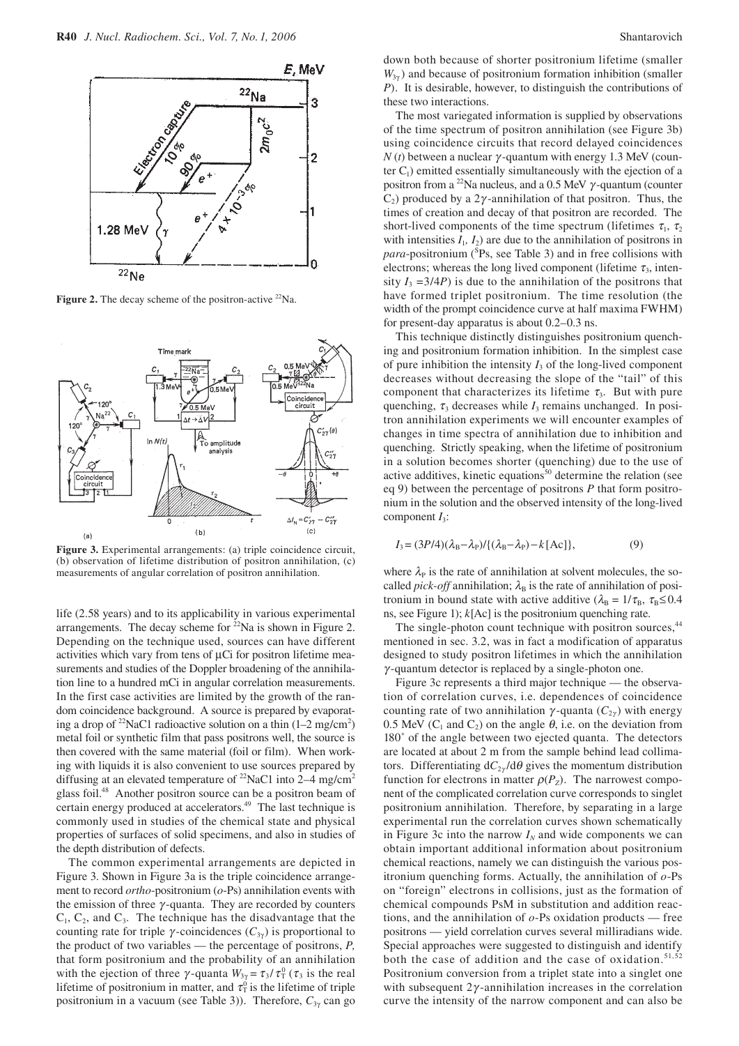**Figure 2.** The decay scheme of the positron-active $^{22}$Na.

**Figure 3.** Experimental arrangements: (a) triple coincidence circuit, (b) observation of lifetime distribution of positron annihilation, (c) measurements of angular correlation of positron annihilation.

life (2.58 years) and to its applicability in various experimental arrangements. The decay scheme for $^{22}$Na is shown in Figure 2. Depending on the technique used, sources can have different activities which vary from tens of μCi for positron lifetime measurements and studies of the Doppler broadening of the annihilation line to a hundred mCi in angular correlation measurements. In the first case activities are limited by the growth of the random coincidence background. A source is prepared by evaporating a drop of $^{22}$NaCl radioactive solution on a thin (1–2 mg/cm$^2$) metal foil or synthetic film that pass positrons well, the source is then covered with the same material (foil or film). When working with liquids it is also convenient to use sources prepared by diffusing at an elevated temperature of $^{22}$NaCl into 2–4 mg/cm$^2$ glass foil.[48] Another positron source can be a positron beam of certain energy produced at accelerators.[49] The last technique is commonly used in studies of the chemical state and physical properties of surfaces of solid specimens, and also in studies of the depth distribution of defects.

The common experimental arrangements are depicted in Figure 3. Shown in Figure 3a is the triple coincidence arrangement to record *ortho*-positronium (*o*-Ps) annihilation events with the emission of three $\gamma$-quanta. They are recorded by counters $C_1$, $C_2$, and $C_3$. The technique has the disadvantage that the counting rate for triple $\gamma$-coincidences ($C_{3\gamma}$) is proportional to the product of two variables — the percentage of positrons, *P,* that form positronium and the probability of an annihilation with the ejection of three $\gamma$-quanta $W_{3\gamma} = \tau_3/\tau_T^0$ ($\tau_3$ is the real lifetime of positronium in matter, and $\tau_T^0$ is the lifetime of triple positronium in a vacuum (see Table 3)). Therefore, $C_{3\gamma}$ can go down both because of shorter positronium lifetime (smaller $W_{3\gamma}$) and because of positronium formation inhibition (smaller *P*). It is desirable, however, to distinguish the contributions of these two interactions.

The most variegated information is supplied by observations of the time spectrum of positron annihilation (see Figure 3b) using coincidence circuits that record delayed coincidences $N(t)$ between a nuclear $\gamma$-quantum with energy 1.3 MeV (counter $C_1$) emitted essentially simultaneously with the ejection of a positron from a $^{22}$Na nucleus, and a 0.5 MeV $\gamma$-quantum (counter $C_2$) produced by a $2\gamma$-annihilation of that positron. Thus, the times of creation and decay of that positron are recorded. The short-lived components of the time spectrum (lifetimes $\tau_1$, $\tau_2$ with intensities $I_1$, $I_2$) are due to the annihilation of positrons in *para*-positronium ($^S$Ps, see Table 3) and in free collisions with electrons; whereas the long lived component (lifetime $\tau_3$, intensity $I_3 = 3/4P$) is due to the annihilation of the positrons that have formed triplet positronium. The time resolution (the width of the prompt coincidence curve at half maxima FWHM) for present-day apparatus is about 0.2–0.3 ns.

This technique distinctly distinguishes positronium quenching and positronium formation inhibition. In the simplest case of pure inhibition the intensity $I_3$ of the long-lived component decreases without decreasing the slope of the "tail" of this component that characterizes its lifetime $\tau_3$. But with pure quenching, $\tau_3$ decreases while $I_3$ remains unchanged. In positron annihilation experiments we will encounter examples of changes in time spectra of annihilation due to inhibition and quenching. Strictly speaking, when the lifetime of positronium in a solution becomes shorter (quenching) due to the use of active additives, kinetic equations[50] determine the relation (see eq 9) between the percentage of positrons *P* that form positronium in the solution and the observed intensity of the long-lived component $I_3$:

$$I_3 = (3P/4)(\lambda_B - \lambda_P)/\{(\lambda_B - \lambda_P) - k[\text{Ac}]\}, \tag{9}$$

where $\lambda_P$ is the rate of annihilation at solvent molecules, the so-called *pick-off* annihilation; $\lambda_B$ is the rate of annihilation of positronium in bound state with active additive ($\lambda_B = 1/\tau_B$, $\tau_B \leq 0.4$ ns, see Figure 1); $k$[Ac] is the positronium quenching rate.

The single-photon count technique with positron sources,[44] mentioned in sec. 3.2, was in fact a modification of apparatus designed to study positron lifetimes in which the annihilation $\gamma$-quantum detector is replaced by a single-photon one.

Figure 3c represents a third major technique — the observation of correlation curves, i.e. dependences of coincidence counting rate of two annihilation $\gamma$-quanta ($C_{2\gamma}$) with energy 0.5 MeV ($C_1$ and $C_2$) on the angle $\theta$, i.e. on the deviation from 180° of the angle between two ejected quanta. The detectors are located at about 2 m from the sample behind lead collimators. Differentiating $dC_{2\gamma}/d\theta$ gives the momentum distribution function for electrons in matter $\rho(P_Z)$. The narrowest component of the complicated correlation curve corresponds to singlet positronium annihilation. Therefore, by separating in a large experimental run the correlation curves shown schematically in Figure 3c into the narrow $I_N$ and wide components we can obtain important additional information about positronium chemical reactions, namely we can distinguish the various positronium quenching forms. Actually, the annihilation of *o*-Ps on "foreign" electrons in collisions, just as the formation of chemical compounds PsM in substitution and addition reactions, and the annihilation of *o*-Ps oxidation products — free positrons — yield correlation curves several milliradians wide. Special approaches were suggested to distinguish and identify both the case of addition and the case of oxidation.[51,52] Positronium conversion from a triplet state into a singlet one with subsequent $2\gamma$-annihilation increases in the correlation curve the intensity of the narrow component and can also be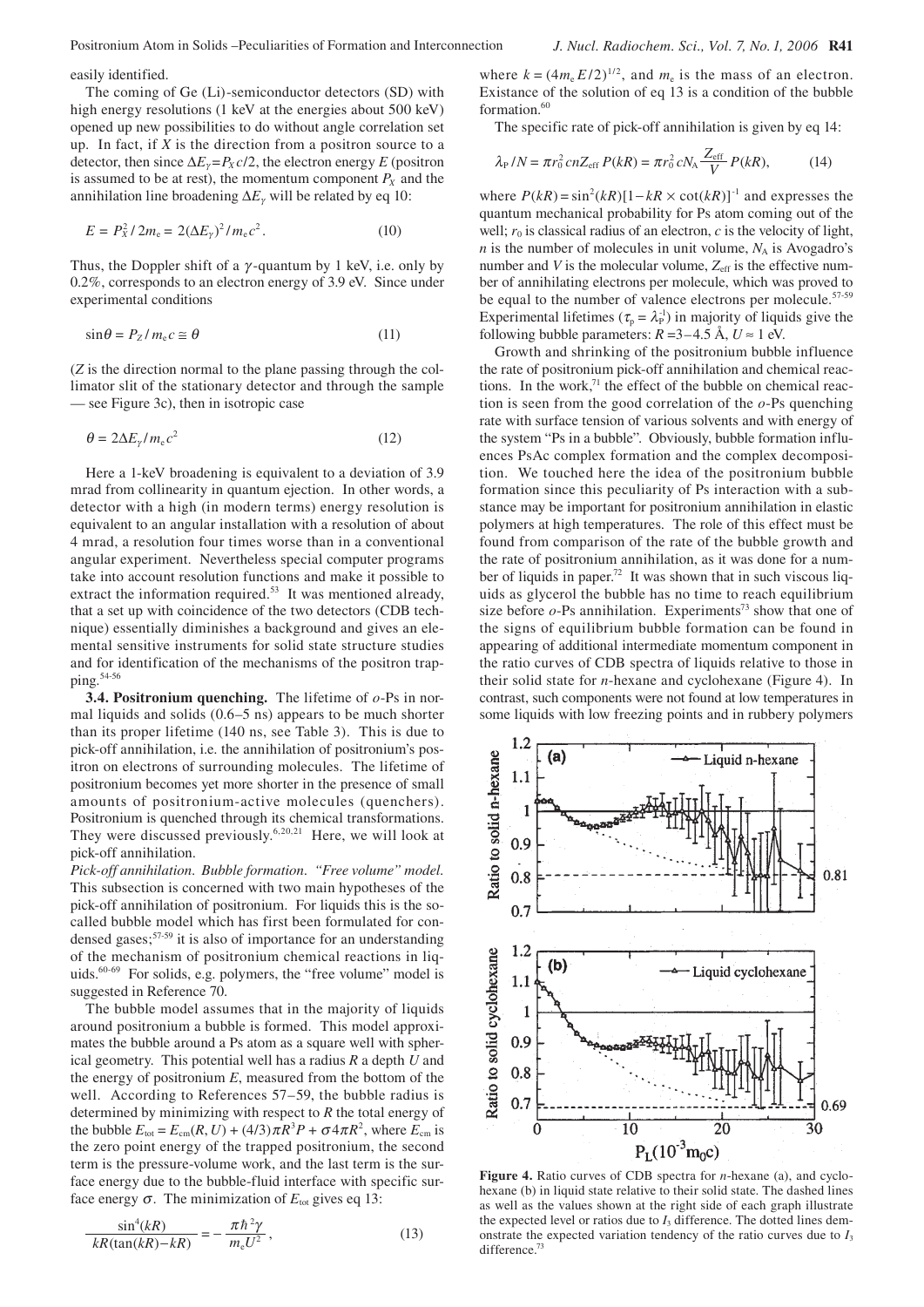easily identified.

The coming of Ge (Li)-semiconductor detectors (SD) with high energy resolutions (1 keV at the energies about 500 keV) opened up new possibilities to do without angle correlation set up. In fact, if $X$ is the direction from a positron source to a detector, then since $\Delta E_\gamma = P_X c/2$, the electron energy $E$ (positron is assumed to be at rest), the momentum component $P_X$ and the annihilation line broadening $\Delta E_\gamma$ will be related by eq 10:

$$E = P_X^2/2m_e = 2(\Delta E_\gamma)^2/m_e c^2. \tag{10}$$

Thus, the Doppler shift of a $\gamma$-quantum by 1 keV, i.e. only by 0.2%, corresponds to an electron energy of 3.9 eV. Since under experimental conditions

$$\sin\theta = P_Z/m_e c \cong \theta \tag{11}$$

($Z$ is the direction normal to the plane passing through the collimator slit of the stationary detector and through the sample — see Figure 3c), then in isotropic case

$$\theta = 2\Delta E_\gamma / m_e c^2 \tag{12}$$

Here a 1-keV broadening is equivalent to a deviation of 3.9 mrad from collinearity in quantum ejection. In other words, a detector with a high (in modern terms) energy resolution is equivalent to an angular installation with a resolution of about 4 mrad, a resolution four times worse than in a conventional angular experiment. Nevertheless special computer programs take into account resolution functions and make it possible to extract the information required.[53] It was mentioned already, that a set up with coincidence of the two detectors (CDB technique) essentially diminishes a background and gives an elemental sensitive instruments for solid state structure studies and for identification of the mechanisms of the positron trapping.[54-56]

**3.4. Positronium quenching.** The lifetime of $o$-Ps in normal liquids and solids (0.6–5 ns) appears to be much shorter than its proper lifetime (140 ns, see Table 3). This is due to pick-off annihilation, i.e. the annihilation of positronium's positron on electrons of surrounding molecules. The lifetime of positronium becomes yet more shorter in the presence of small amounts of positronium-active molecules (quenchers). Positronium is quenched through its chemical transformations. They were discussed previously.[6,20,21] Here, we will look at pick-off annihilation.

*Pick-off annihilation. Bubble formation. "Free volume" model.* This subsection is concerned with two main hypotheses of the pick-off annihilation of positronium. For liquids this is the so-called bubble model which has first been formulated for condensed gases;[57-59] it is also of importance for an understanding of the mechanism of positronium chemical reactions in liquids.[60-69] For solids, e.g. polymers, the "free volume" model is suggested in Reference 70.

The bubble model assumes that in the majority of liquids around positronium a bubble is formed. This model approximates the bubble around a Ps atom as a square well with spherical geometry. This potential well has a radius $R$ a depth $U$ and the energy of positronium $E$, measured from the bottom of the well. According to References 57–59, the bubble radius is determined by minimizing with respect to $R$ the total energy of the bubble $E_{tot} = E_{cm}(R, U) + (4/3)\pi R^3 P + \sigma 4\pi R^2$, where $E_{cm}$ is the zero point energy of the trapped positronium, the second term is the pressure-volume work, and the last term is the surface energy due to the bubble-fluid interface with specific surface energy $\sigma$. The minimization of $E_{tot}$ gives eq 13:

$$\frac{\sin^4(kR)}{kR(\tan(kR) - kR)} = -\frac{\pi\hbar^2\gamma}{m_e U^2}, \tag{13}$$

where $k = (4m_e E/2)^{1/2}$, and $m_e$ is the mass of an electron. Existance of the solution of eq 13 is a condition of the bubble formation.[60]

The specific rate of pick-off annihilation is given by eq 14:

$$\lambda_P/N = \pi r_0^2 cnZ_{eff}P(kR) = \pi r_0^2 cN_A \frac{Z_{eff}}{V} P(kR), \tag{14}$$

where $P(kR) = \sin^2(kR)[1 - kR \times \cot(kR)]^{-1}$ and expresses the quantum mechanical probability for Ps atom coming out of the well; $r_0$ is classical radius of an electron, $c$ is the velocity of light, $n$ is the number of molecules in unit volume, $N_A$ is Avogadro's number and $V$ is the molecular volume, $Z_{eff}$ is the effective number of annihilating electrons per molecule, which was proved to be equal to the number of valence electrons per molecule.[57-59] Experimental lifetimes ($\tau_p = \lambda_P^{-1}$) in majority of liquids give the following bubble parameters: $R$ = 3–4.5 Å, $U \approx 1$ eV.

Growth and shrinking of the positronium bubble influence the rate of positronium pick-off annihilation and chemical reactions. In the work,[71] the effect of the bubble on chemical reaction is seen from the good correlation of the $o$-Ps quenching rate with surface tension of various solvents and with energy of the system "Ps in a bubble". Obviously, bubble formation influences PsAc complex formation and the complex decomposition. We touched here the idea of the positronium bubble formation since this peculiarity of Ps interaction with a substance may be important for positronium annihilation in elastic polymers at high temperatures. The role of this effect must be found from comparison of the rate of the bubble growth and the rate of positronium annihilation, as it was done for a number of liquids in paper.[72] It was shown that in such viscous liquids as glycerol the bubble has no time to reach equilibrium size before $o$-Ps annihilation. Experiments[73] show that one of the signs of equilibrium bubble formation can be found in appearing of additional intermediate momentum component in the ratio curves of CDB spectra of liquids relative to those in their solid state for $n$-hexane and cyclohexane (Figure 4). In contrast, such components were not found at low temperatures in some liquids with low freezing points and in rubbery polymers

**Figure 4.** Ratio curves of CDB spectra for $n$-hexane (a), and cyclohexane (b) in liquid state relative to their solid state. The dashed lines as well as the values shown at the right side of each graph illustrate the expected level or ratios due to $I_3$ difference. The dotted lines demonstrate the expected variation tendency of the ratio curves due to $I_3$ difference.[73]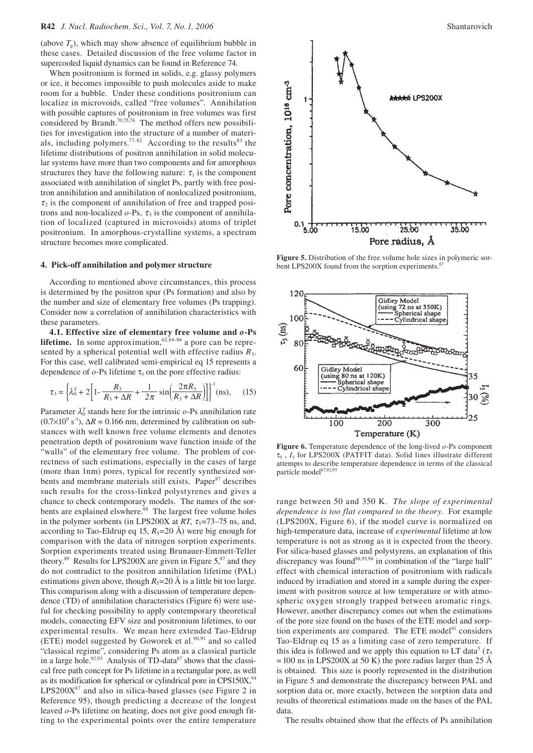(above $T_g$), which may show absence of equilibrium bubble in these cases. Detailed discussion of the free volume factor in supercooled liquid dynamics can be found in Reference 74.

When positronium is formed in solids, e.g. glassy polymers or ice, it becomes impossible to push molecules aside to make room for a bubble. Under these conditions positronium can localize in microvoids, called "free volumes". Annihilation with possible captures of positronium in free volumes was first considered by Brandt.[70,75,76] The method offers new possibilities for investigation into the structure of a number of materials, including polymers.[77-82] According to the results[83] the lifetime distributions of positron annihilation in solid molecular systems have more than two components and for amorphous structures they have the following nature: $\tau_1$ is the component associated with annihilation of singlet Ps, partly with free positron annihilation and annihilation of nonlocalized positronium, $\tau_2$ is the component of annihilation of free and trapped positrons and non-localized *o*-Ps, $\tau_3$ is the component of annihilation of localized (captured in microvoids) atoms of triplet positronium. In amorphous-crystalline systems, a spectrum structure becomes more complicated.

## 4. Pick-off annihilation and polymer structure

According to mentioned above circumstances, this process is determined by the positron spur (Ps formation) and also by the number and size of elementary free volumes (Ps trapping). Consider now a correlation of annihilation characteristics with these parameters.

**4.1. Effective size of elementary free volume and *o*-Ps lifetime.** In some approximation,[62,84-86] a pore can be represented by a spherical potential well with effective radius $R_3$. For this case, well calibrated semi-empirical eq 15 represents a dependence of *o*-Ps lifetime $\tau_3$ on the pore effective radius:

$$\tau_3 = \left\{\lambda_0^T + 2\left[1 - \frac{R_3}{R_3 + \Delta R} + \frac{1}{2\pi}\sin\left(\frac{2\pi R_3}{R_3 + \Delta R}\right)\right]\right\}^{-1} \text{(ns)}, \quad (15)$$

Parameter $\lambda_0^T$ stands here for the intrinsic *o*-Ps annihilation rate ($0.7\times10^9$ s$^{-1}$), $\Delta R = 0.166$ nm, determined by calibration on substances with well known free volume elements and denotes penetration depth of positronium wave function inside of the "walls" of the elementary free volume. The problem of correctness of such estimations, especially in the cases of large (more than 1nm) pores, typical for recently synthesized sorbents and membrane materials still exists. Paper[87] describes such results for the cross-linked polystyrenes and gives a chance to check contemporary models. The names of the sorbents are explained elswhere.[88] The largest free volume holes in the polymer sorbents (in LPS200X at *RT*, $\tau_5$=73–75 ns, and, according to Tao-Eldrup eq 15, $R_5$=20 Å) were big enough for comparison with the data of nitrogen sorption experiments. Sorption experiments treated using Brunauer-Emmett-Teller theory.[89] Results for LPS200X are given in Figure 5,[87] and they do not contradict to the positron annihilation lifetime (PAL) estimations given above, though $R_5$=20 Å is a little bit too large. This comparison along with a discussion of temperature dependence (TD) of annihilation characteristics (Figure 6) were useful for checking possibility to apply contemporary theoretical models, connecting EFV size and positronium lifetimes, to our experimental results. We mean here extended Tao-Eldrup (ETE) model suggested by Goworek et al.[90,91] and so called "classical regime", considering Ps atom as a classical particle in a large hole.[92,93] Analysis of TD-data[87] shows that the classical free path concept for Ps lifetime in a rectangular pore, as well as its modification for spherical or cylindrical pore in CPS150X,[94] LPS200X[87] and also in silica-based glasses (see Figure 2 in Reference 95), though predicting a decrease of the longest leaved *o*-Ps lifetime on heating, does not give good enough fitting to the experimental points over the entire temperature range between 50 and 350 K. *The slope of experimental dependence is too flat compared to the theory.* For example (LPS200X, Figure 6), if the model curve is normalized on high-temperature data, increase of *experimental* lifetime at low temperature is not as strong as it is expected from the theory. For silica-based glasses and polystyrens, an explanation of this discrepancy was found[88,95,96] in combination of the "large hall" effect with chemical interaction of positronium with radicals induced by irradiation and stored in a sample during the experiment with positron source at low temperature or with atmospheric oxygen strongly trapped between aromatic rings. However, another discrepancy comes out when the estimations of the pore size found on the bases of the ETE model and sorption experiments are compared. The ETE model[91] considers Tao-Eldrup eq 15 as a limiting case of zero temperature. If this idea is followed and we apply this equation to LT data[5] ($\tau_5$ = 100 ns in LPS200X at 50 K) the pore radius larger than 25 Å is obtained. This size is poorly represented in the distribution in Figure 5 and demonstrate the discrepancy between PAL and sorption data or, more exactly, between the sorption data and results of theoretical estimations made on the bases of the PAL data.

**Figure 5.** Distribution of the free volume hole sizes in polymeric sorbent LPS200X found from the sorption experiments.[87]

**Figure 6.** Temperature dependence of the long-lived *o*-Ps component $\tau_5$ , $I_5$ for LPS200X (PATFIT data). Solid lines illustrate different attempts to describe temperature dependence in terms of the classical particle model[87,92,93]

The results obtained show that the effects of Ps annihilation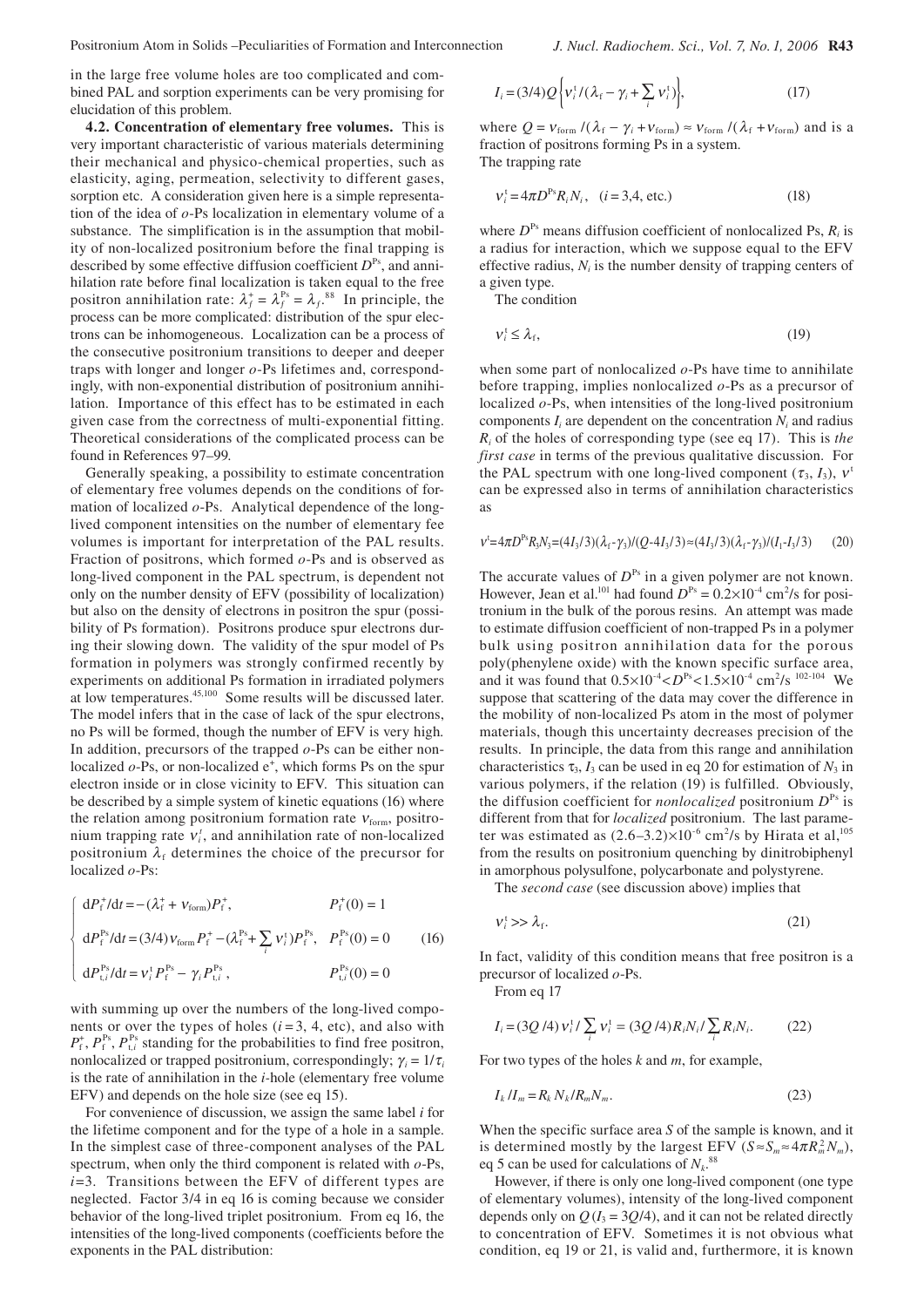in the large free volume holes are too complicated and combined PAL and sorption experiments can be very promising for elucidation of this problem.

**4.2. Concentration of elementary free volumes.** This is very important characteristic of various materials determining their mechanical and physico-chemical properties, such as elasticity, aging, permeation, selectivity to different gases, sorption etc. A consideration given here is a simple representation of the idea of *o*-Ps localization in elementary volume of a substance. The simplification is in the assumption that mobility of non-localized positronium before the final trapping is described by some effective diffusion coefficient $D^{Ps}$, and annihilation rate before final localization is taken equal to the free positron annihilation rate: $\lambda_f^+ = \lambda_f^{Ps} = \lambda_f$.[88] In principle, the process can be more complicated: distribution of the spur electrons can be inhomogeneous. Localization can be a process of the consecutive positronium transitions to deeper and deeper traps with longer and longer *o*-Ps lifetimes and, correspondingly, with non-exponential distribution of positronium annihilation. Importance of this effect has to be estimated in each given case from the correctness of multi-exponential fitting. Theoretical considerations of the complicated process can be found in References 97–99.

Generally speaking, a possibility to estimate concentration of elementary free volumes depends on the conditions of formation of localized *o*-Ps. Analytical dependence of the long-lived component intensities on the number of elementary fee volumes is important for interpretation of the PAL results. Fraction of positrons, which formed *o*-Ps and is observed as long-lived component in the PAL spectrum, is dependent not only on the number density of EFV (possibility of localization) but also on the density of electrons in positron the spur (possibility of Ps formation). Positrons produce spur electrons during their slowing down. The validity of the spur model of Ps formation in polymers was strongly confirmed recently by experiments on additional Ps formation in irradiated polymers at low temperatures.[45,100] Some results will be discussed later. The model infers that in the case of lack of the spur electrons, no Ps will be formed, though the number of EFV is very high. In addition, precursors of the trapped *o*-Ps can be either non-localized *o*-Ps, or non-localized $e^+$, which forms Ps on the spur electron inside or in close vicinity to EFV. This situation can be described by a simple system of kinetic equations (16) where the relation among positronium formation rate $v_{form}$, positronium trapping rate $v_i^t$, and annihilation rate of non-localized positronium $\lambda_f$ determines the choice of the precursor for localized *o*-Ps:

$$
\begin{cases}
dP_f^+/dt = -(\lambda_f^+ + v_{form})P_f^+, & P_f^+(0) = 1 \\
dP_f^{Ps}/dt = (3/4)v_{form}P_f^+ - (\lambda_f^{Ps} + \sum_i v_i^t)P_f^{Ps}, & P_f^{Ps}(0) = 0 \\
dP_{t,i}^{Ps}/dt = v_i^t P_f^{Ps} - \gamma_i P_{t,i}^{Ps}, & P_{t,i}^{Ps}(0) = 0
\end{cases}
\tag{16}
$$

with summing up over the numbers of the long-lived components or over the types of holes ($i = 3$, 4, etc), and also with $P_f^+$, $P_f^{Ps}$, $P_{t,i}^{Ps}$ standing for the probabilities to find free positron, nonlocalized or trapped positronium, correspondingly; $\gamma_i = 1/\tau_i$ is the rate of annihilation in the *i*-hole (elementary free volume EFV) and depends on the hole size (see eq 15).

For convenience of discussion, we assign the same label *i* for the lifetime component and for the type of a hole in a sample. In the simplest case of three-component analyses of the PAL spectrum, when only the third component is related with *o*-Ps, $i$=3. Transitions between the EFV of different types are neglected. Factor 3/4 in eq 16 is coming because we consider behavior of the long-lived triplet positronium. From eq 16, the intensities of the long-lived components (coefficients before the exponents in the PAL distribution:

$$
I_i = (3/4)Q\left\{v_i^t/(\lambda_f - \gamma_i + \sum_i v_i^t)\right\},
\tag{17}
$$

where $Q = v_{form}/(\lambda_f - \gamma_i + v_{form}) \approx v_{form}/(\lambda_f + v_{form})$ and is a fraction of positrons forming Ps in a system.

The trapping rate

$$
v_i^t = 4\pi D^{Ps} R_i N_i, \quad (i = 3, 4, \text{etc.})
\tag{18}
$$

where $D^{Ps}$ means diffusion coefficient of nonlocalized Ps, $R_i$ is a radius for interaction, which we suppose equal to the EFV effective radius, $N_i$ is the number density of trapping centers of a given type.

The condition

$$
v_i^t \leq \lambda_f,
\tag{19}
$$

when some part of nonlocalized *o*-Ps have time to annihilate before trapping, implies nonlocalized *o*-Ps as a precursor of localized *o*-Ps, when intensities of the long-lived positronium components $I_i$ are dependent on the concentration $N_i$ and radius $R_i$ of the holes of corresponding type (see eq 17). This is *the first case* in terms of the previous qualitative discussion. For the PAL spectrum with one long-lived component ($\tau_3$, $I_3$), $v^t$ can be expressed also in terms of annihilation characteristics as

$$
v^t = 4\pi D^{Ps} R_3 N_3 = (4I_3/3)(\lambda_f - \gamma_3)/(Q - 4I_3/3) \approx (4I_3/3)(\lambda_f - \gamma_3)/(I_1 - I_3/3)
\tag{20}
$$

The accurate values of $D^{Ps}$ in a given polymer are not known. However, Jean et al.[101] had found $D^{Ps} = 0.2\times10^{-4}$ cm$^2$/s for positronium in the bulk of the porous resins. An attempt was made to estimate diffusion coefficient of non-trapped Ps in a polymer bulk using positron annihilation data for the porous poly(phenylene oxide) with the known specific surface area, and it was found that $0.5\times10^{-4} < D^{Ps} < 1.5\times10^{-4}$ cm$^2$/s [102-104] We suppose that scattering of the data may cover the difference in the mobility of non-localized Ps atom in the most of polymer materials, though this uncertainty decreases precision of the results. In principle, the data from this range and annihilation characteristics $\tau_3$, $I_3$ can be used in eq 20 for estimation of $N_3$ in various polymers, if the relation (19) is fulfilled. Obviously, the diffusion coefficient for *nonlocalized* positronium $D^{Ps}$ is different from that for *localized* positronium. The last parameter was estimated as $(2.6–3.2)\times10^{-6}$ cm$^2$/s by Hirata et al,[105] from the results on positronium quenching by dinitrobiphenyl in amorphous polysulfone, polycarbonate and polystyrene.

The *second case* (see discussion above) implies that

$$
v_i^t >> \lambda_f.
\tag{21}
$$

In fact, validity of this condition means that free positron is a precursor of localized *o*-Ps.

From eq 17

$$
I_i = (3Q/4)v_i^t / \sum_i v_i^t = (3Q/4)R_i N_i / \sum_i R_i N_i.
\tag{22}
$$

For two types of the holes *k* and *m*, for example,

$$
I_k / I_m = R_k N_k / R_m N_m.
\tag{23}
$$

When the specific surface area *S* of the sample is known, and it is determined mostly by the largest EFV ($S \approx S_m \approx 4\pi R_m^2 N_m$), eq 5 can be used for calculations of $N_k$.[88]

However, if there is only one long-lived component (one type of elementary volumes), intensity of the long-lived component depends only on $Q$ ($I_3 = 3Q/4$), and it can not be related directly to concentration of EFV. Sometimes it is not obvious what condition, eq 19 or 21, is valid and, furthermore, it is known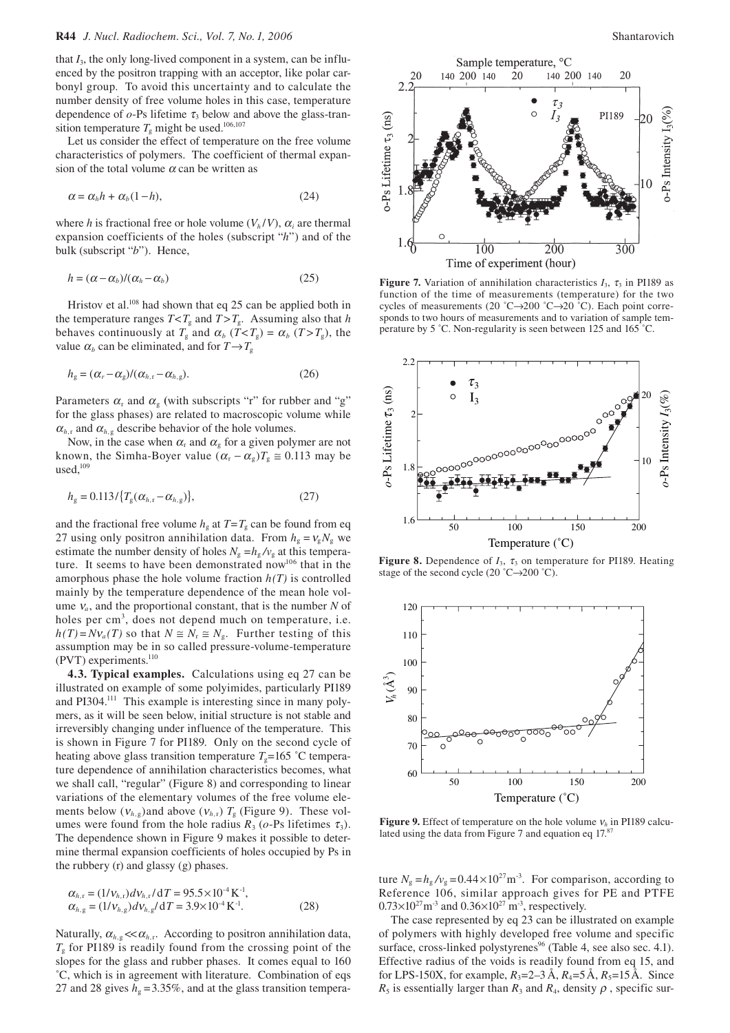that $I_3$, the only long-lived component in a system, can be influenced by the positron trapping with an acceptor, like polar carbonyl group. To avoid this uncertainty and to calculate the number density of free volume holes in this case, temperature dependence of *o*-Ps lifetime $\tau_3$ below and above the glass-transition temperature $T_g$ might be used.[106,107]

Let us consider the effect of temperature on the free volume characteristics of polymers. The coefficient of thermal expansion of the total volume $\alpha$ can be written as

$$\alpha = \alpha_h h + \alpha_b(1-h), \tag{24}$$

where $h$ is fractional free or hole volume ($V_h/V$), $\alpha_i$ are thermal expansion coefficients of the holes (subscript "$h$") and of the bulk (subscript "$b$"). Hence,

$$h = (\alpha - \alpha_b)/(\alpha_h - \alpha_b) \tag{25}$$

Hristov et al.[108] had shown that eq 25 can be applied both in the temperature ranges $T<T_g$ and $T>T_g$. Assuming also that $h$ behaves continuously at $T_g$ and $\alpha_b$ ($T<T_g$) = $\alpha_b$ ($T>T_g$), the value $\alpha_b$ can be eliminated, and for $T\rightarrow T_g$

$$h_g = (\alpha_r - \alpha_g)/(\alpha_{h,r} - \alpha_{h,g}). \tag{26}$$

Parameters $\alpha_r$ and $\alpha_g$ (with subscripts "r" for rubber and "g" for the glass phases) are related to macroscopic volume while $\alpha_{h,r}$ and $\alpha_{h,g}$ describe behavior of the hole volumes.

Now, in the case when $\alpha_r$ and $\alpha_g$ for a given polymer are not known, the Simha-Boyer value $(\alpha_r - \alpha_g)T_g \cong 0.113$ may be used,[109]

$$h_g = 0.113/\{T_g(\alpha_{h,r} - \alpha_{h,g})\}, \tag{27}$$

and the fractional free volume $h_g$ at $T=T_g$ can be found from eq 27 using only positron annihilation data. From $h_g = v_g N_g$ we estimate the number density of holes $N_g = h_g/v_g$ at this temperature. It seems to have been demonstrated now[106] that in the amorphous phase the hole volume fraction $h(T)$ is controlled mainly by the temperature dependence of the mean hole volume $v_a$, and the proportional constant, that is the number $N$ of holes per cm$^3$, does not depend much on temperature, i.e. $h(T)=Nv_a(T)$ so that $N \cong N_r \cong N_g$. Further testing of this assumption may be in so called pressure-volume-temperature (PVT) experiments.[110]

**4.3. Typical examples.** Calculations using eq 27 can be illustrated on example of some polyimides, particularly PI189 and PI304.[111] This example is interesting since in many polymers, as it will be seen below, initial structure is not stable and irreversibly changing under influence of the temperature. This is shown in Figure 7 for PI189. Only on the second cycle of heating above glass transition temperature $T_g$=165 ˚C temperature dependence of annihilation characteristics becomes, what we shall call, "regular" (Figure 8) and corresponding to linear variations of the elementary volumes of the free volume elements below ($v_{h,g}$)and above ($v_{h,r}$) $T_g$ (Figure 9). These volumes were found from the hole radius $R_3$ (*o*-Ps lifetimes $\tau_3$). The dependence shown in Figure 9 makes it possible to determine thermal expansion coefficients of holes occupied by Ps in the rubbery (r) and glassy (g) phases.

$$\alpha_{h,r} = (1/v_{h,r})dv_{h,r}/dT = 95.5\times10^{-4}\ \mathrm{K}^{-1},$$
$$\alpha_{h,g} = (1/v_{h,g})dv_{h,g}/dT = 3.9\times10^{-4}\ \mathrm{K}^{-1}. \tag{28}$$

Naturally, $\alpha_{h,g} \ll \alpha_{h,r}$. According to positron annihilation data, $T_g$ for PI189 is readily found from the crossing point of the slopes for the glass and rubber phases. It comes equal to 160 ˚C, which is in agreement with literature. Combination of eqs 27 and 28 gives $h_g$ = 3.35%, and at the glass transition temperature $N_g = h_g/v_g = 0.44\times10^{27}\ \mathrm{m}^{-3}$. For comparison, according to Reference 106, similar approach gives for PE and PTFE $0.73\times10^{27}\ \mathrm{m}^{-3}$ and $0.36\times10^{27}\ \mathrm{m}^{-3}$, respectively.

**Figure 7.** Variation of annihilation characteristics $I_3$, $\tau_3$ in PI189 as function of the time of measurements (temperature) for the two cycles of measurements (20 ˚C→200 ˚C→20 ˚C). Each point corresponds to two hours of measurements and to variation of sample temperature by 5 ˚C. Non-regularity is seen between 125 and 165 ˚C.

**Figure 8.** Dependence of $I_3$, $\tau_3$ on temperature for PI189. Heating stage of the second cycle (20 ˚C→200 ˚C).

**Figure 9.** Effect of temperature on the hole volume $v_h$ in PI189 calculated using the data from Figure 7 and equation eq 17.[87]

The case represented by eq 23 can be illustrated on example of polymers with highly developed free volume and specific surface, cross-linked polystyrenes[96] (Table 4, see also sec. 4.1). Effective radius of the voids is readily found from eq 15, and for LPS-150X, for example, $R_3$=2–3 Å, $R_4$=5 Å, $R_5$=15 Å. Since $R_5$ is essentially larger than $R_3$ and $R_4$, density $\rho$ , specific sur-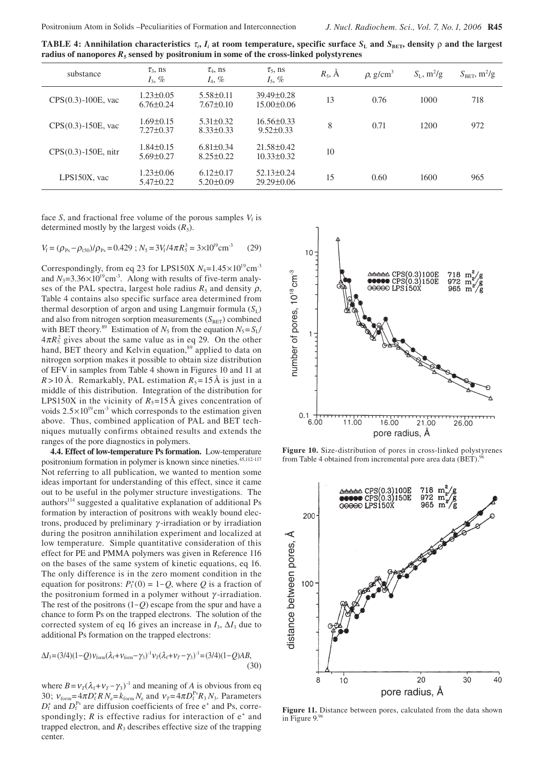**TABLE 4: Annihilation characteristics $\tau_i$, $I_i$ at room temperature, specific surface $S_L$ and $S_{BET}$, density $\rho$ and the largest radius of nanopores $R_5$ sensed by positronium in some of the cross-linked polystyrenes**

| substance | $\tau_3$, ns $I_3$, % | $\tau_4$, ns $I_4$, % | $\tau_5$, ns $I_5$, % | $R_5$, Å | $\rho$, g/cm$^3$ | $S_L$, m$^2$/g | $S_{BET}$, m$^2$/g |
|---|---|---|---|---|---|---|---|
| CPS(0.3)-100E, vac | 1.23±0.05 6.76±0.24 | 5.58±0.11 7.67±0.10 | 39.49±0.28 15.00±0.06 | 13 | 0.76 | 1000 | 718 |
| CPS(0.3)-150E, vac | 1.69±0.15 7.27±0.37 | 5.31±0.32 8.33±0.33 | 16.56±0.33 9.52±0.33 | 8 | 0.71 | 1200 | 972 |
| CPS(0.3)-150E, nitr | 1.84±0.15 5.69±0.27 | 6.81±0.34 8.25±0.22 | 21.58±0.42 10.33±0.32 | 10 | | | |
| LPS150X, vac | 1.23±0.06 5.47±0.22 | 6.12±0.17 5.20±0.09 | 52.13±0.24 29.29±0.06 | 15 | 0.60 | 1600 | 965 |

face $S$, and fractional free volume of the porous samples $V_f$ is determined mostly by the largest voids ($R_5$).

$$V_f = (\rho_{Ps} - \rho_{150})/\rho_{Ps} = 0.429 \; ; \; N_5 = 3V_f/4\pi R_5^3 = 3\times10^{19}\text{cm}^{-3} \qquad (29)$$

Correspondingly, from eq 23 for LPS150X $N_4$=1.45×10$^{19}$cm$^{-3}$ and $N_3$=3.36×10$^{19}$cm$^{-3}$. Along with results of five-term analyses of the PAL spectra, largest hole radius $R_5$ and density $\rho$, Table 4 contains also specific surface area determined from thermal desorption of argon and using Langmuir formula ($S_L$) and also from nitrogen sorption measurements ($S_{BET}$) combined with BET theory.[89] Estimation of $N_5$ from the equation $N_5 = S_L/4\pi R_5^2$ gives about the same value as in eq 29. On the other hand, BET theory and Kelvin equation,[89] applied to data on nitrogen sorption makes it possible to obtain size distribution of EFV in samples from Table 4 shown in Figures 10 and 11 at $R > 10$ Å. Remarkably, PAL estimation $R_5 = 15$ Å is just in a middle of this distribution. Integration of the distribution for LPS150X in the vicinity of $R_5$=15 Å gives concentration of voids 2.5×10$^{19}$cm$^{-3}$ which corresponds to the estimation given above. Thus, combined application of PAL and BET techniques mutually confirms obtained results and extends the ranges of the pore diagnostics in polymers.

**4.4. Effect of low-temperature Ps formation.** Low-temperature positronium formation in polymer is known since nineties.[45,112-117] Not referring to all publication, we wanted to mention some ideas important for understanding of this effect, since it came out to be useful in the polymer structure investigations. The authors[114] suggested a qualitative explanation of additional Ps formation by interaction of positrons with weakly bound electrons, produced by preliminary $\gamma$-irradiation or by irradiation during the positron annihilation experiment and localized at low temperature. Simple quantitative consideration of this effect for PE and PMMA polymers was given in Reference 116 on the bases of the same system of kinetic equations, eq 16. The only difference is in the zero moment condition in the equation for positrons: $P_f^+(0) = 1-Q$, where $Q$ is a fraction of the positronium formed in a polymer without $\gamma$-irradiation. The rest of the positrons $(1-Q)$ escape from the spur and have a chance to form Ps on the trapped electrons. The solution of the corrected system of eq 16 gives an increase in $I_3$, $\Delta I_3$ due to additional Ps formation on the trapped electrons:

$$\Delta I_3 = (3/4)(1-Q)v_{form}(\lambda_f + v_{form} - \gamma_3)^{-1} v_T(\lambda_f + v_T - \gamma_3)^{-1} = (3/4)(1-Q)AB, \qquad (30)$$

where $B = v_T(\lambda_f + v_T - \gamma_3)^{-1}$ and meaning of $A$ is obvious from eq 30; $v_{form} = 4\pi D_f^+ R N_e = k_{form} N_e$ and $v_T = 4\pi D_f^{Ps} R_3 N_3$. Parameters $D_f^+$ and $D_f^{Ps}$ are diffusion coefficients of free e$^+$ and Ps, correspondingly; $R$ is effective radius for interaction of e$^+$ and trapped electron, and $R_3$ describes effective size of the trapping center.

**Figure 10.** Size-distribution of pores in cross-linked polystyrenes from Table 4 obtained from incremental pore area data (BET).[96]

**Figure 11.** Distance between pores, calculated from the data shown in Figure 9.[96]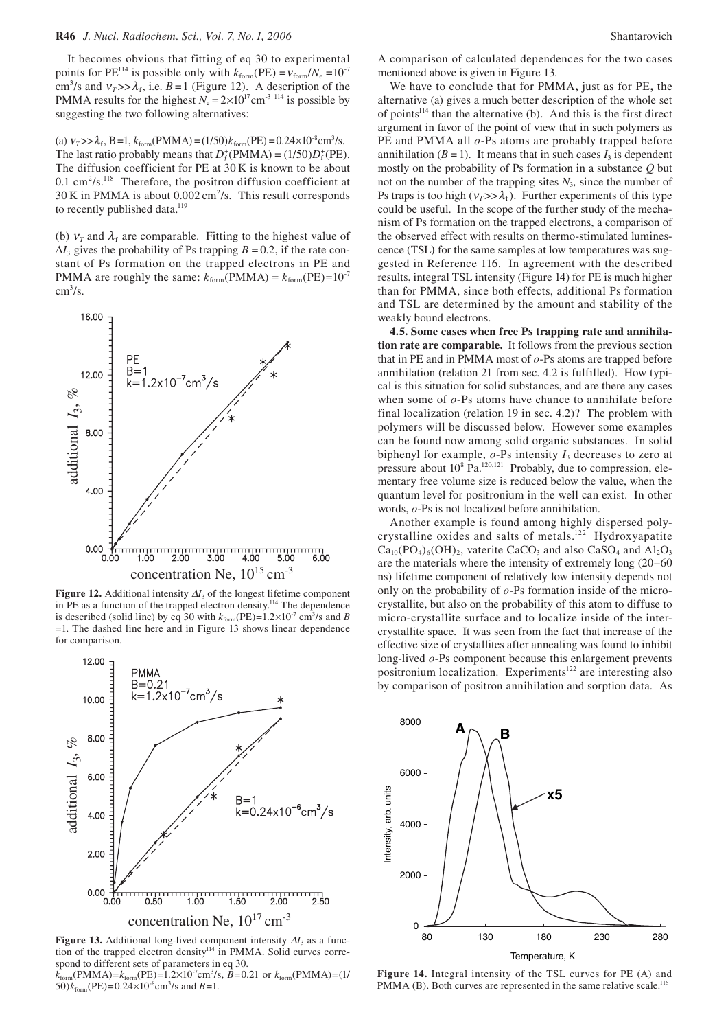It becomes obvious that fitting of eq 30 to experimental points for PE[114] is possible only with $k_{form}(\text{PE}) = v_{form}/N_e = 10^{-7}$ cm$^3$/s and $v_T \gg \lambda_f$, i.e. $B = 1$ (Figure 12). A description of the PMMA results for the highest $N_e = 2\times10^{17}$ cm$^{-3}$ [114] is possible by suggesting the two following alternatives:

(a) $v_T \gg \lambda_f$, $B = 1$, $k_{form}(\text{PMMA}) = (1/50)k_{form}(\text{PE}) = 0.24\times10^{-8}$ cm$^3$/s. The last ratio probably means that $D_f^+(\text{PMMA}) = (1/50)D_f^+(\text{PE})$. The diffusion coefficient for PE at 30 K is known to be about 0.1 cm$^2$/s.[118] Therefore, the positron diffusion coefficient at 30 K in PMMA is about 0.002 cm$^2$/s. This result corresponds to recently published data.[119]

(b) $v_T$ and $\lambda_f$ are comparable. Fitting to the highest value of $\Delta I_3$ gives the probability of Ps trapping $B = 0.2$, if the rate constant of Ps formation on the trapped electrons in PE and PMMA are roughly the same: $k_{form}(\text{PMMA}) = k_{form}(\text{PE}) = 10^{-7}$ cm$^3$/s.

**Figure 12.** Additional intensity $\Delta I_3$ of the longest lifetime component in PE as a function of the trapped electron density.[114] The dependence is described (solid line) by eq 30 with $k_{form}(\text{PE}) = 1.2\times10^{-7}$ cm$^3$/s and $B$ =1. The dashed line here and in Figure 13 shows linear dependence for comparison.

**Figure 13.** Additional long-lived component intensity $\Delta I_3$ as a function of the trapped electron density[114] in PMMA. Solid curves correspond to different sets of parameters in eq 30.
$k_{form}(\text{PMMA}) = k_{form}(\text{PE}) = 1.2\times10^{-7}$cm$^3$/s, $B = 0.21$ or $k_{form}(\text{PMMA}) = (1/50)k_{form}(\text{PE}) = 0.24\times10^{-8}$cm$^3$/s and $B = 1$.

A comparison of calculated dependences for the two cases mentioned above is given in Figure 13.

We have to conclude that for PMMA**,** just as for PE**,** the alternative (a) gives a much better description of the whole set of points[114] than the alternative (b). And this is the first direct argument in favor of the point of view that in such polymers as PE and PMMA all *o*-Ps atoms are probably trapped before annihilation ($B = 1$). It means that in such cases $I_3$ is dependent mostly on the probability of Ps formation in a substance $Q$ but not on the number of the trapping sites $N_3$, since the number of Ps traps is too high ($v_T \gg \lambda_f$). Further experiments of this type could be useful. In the scope of the further study of the mechanism of Ps formation on the trapped electrons, a comparison of the observed effect with results on thermo-stimulated luminescence (TSL) for the same samples at low temperatures was suggested in Reference 116. In agreement with the described results, integral TSL intensity (Figure 14) for PE is much higher than for PMMA, since both effects, additional Ps formation and TSL are determined by the amount and stability of the weakly bound electrons.

**4.5. Some cases when free Ps trapping rate and annihilation rate are comparable.** It follows from the previous section that in PE and in PMMA most of *o*-Ps atoms are trapped before annihilation (relation 21 from sec. 4.2 is fulfilled). How typical is this situation for solid substances, and are there any cases when some of *o*-Ps atoms have chance to annihilate before final localization (relation 19 in sec. 4.2)? The problem with polymers will be discussed below. However some examples can be found now among solid organic substances. In solid biphenyl for example, *o*-Ps intensity $I_3$ decreases to zero at pressure about $10^8$ Pa.[120,121] Probably, due to compression, elementary free volume size is reduced below the value, when the quantum level for positronium in the well can exist. In other words, *o*-Ps is not localized before annihilation.

Another example is found among highly dispersed polycrystalline oxides and salts of metals.[122] Hydroxyapatite $Ca_{10}(PO_4)_6(OH)_2$, vaterite $CaCO_3$ and also $CaSO_4$ and $Al_2O_3$ are the materials where the intensity of extremely long (20–60 ns) lifetime component of relatively low intensity depends not only on the probability of *o*-Ps formation inside of the microcrystallite, but also on the probability of this atom to diffuse to micro-crystallite surface and to localize inside of the intercrystallite space. It was seen from the fact that increase of the effective size of crystallites after annealing was found to inhibit long-lived *o*-Ps component because this enlargement prevents positronium localization. Experiments[122] are interesting also by comparison of positron annihilation and sorption data. As

**Figure 14.** Integral intensity of the TSL curves for PE (A) and PMMA (B). Both curves are represented in the same relative scale.[116]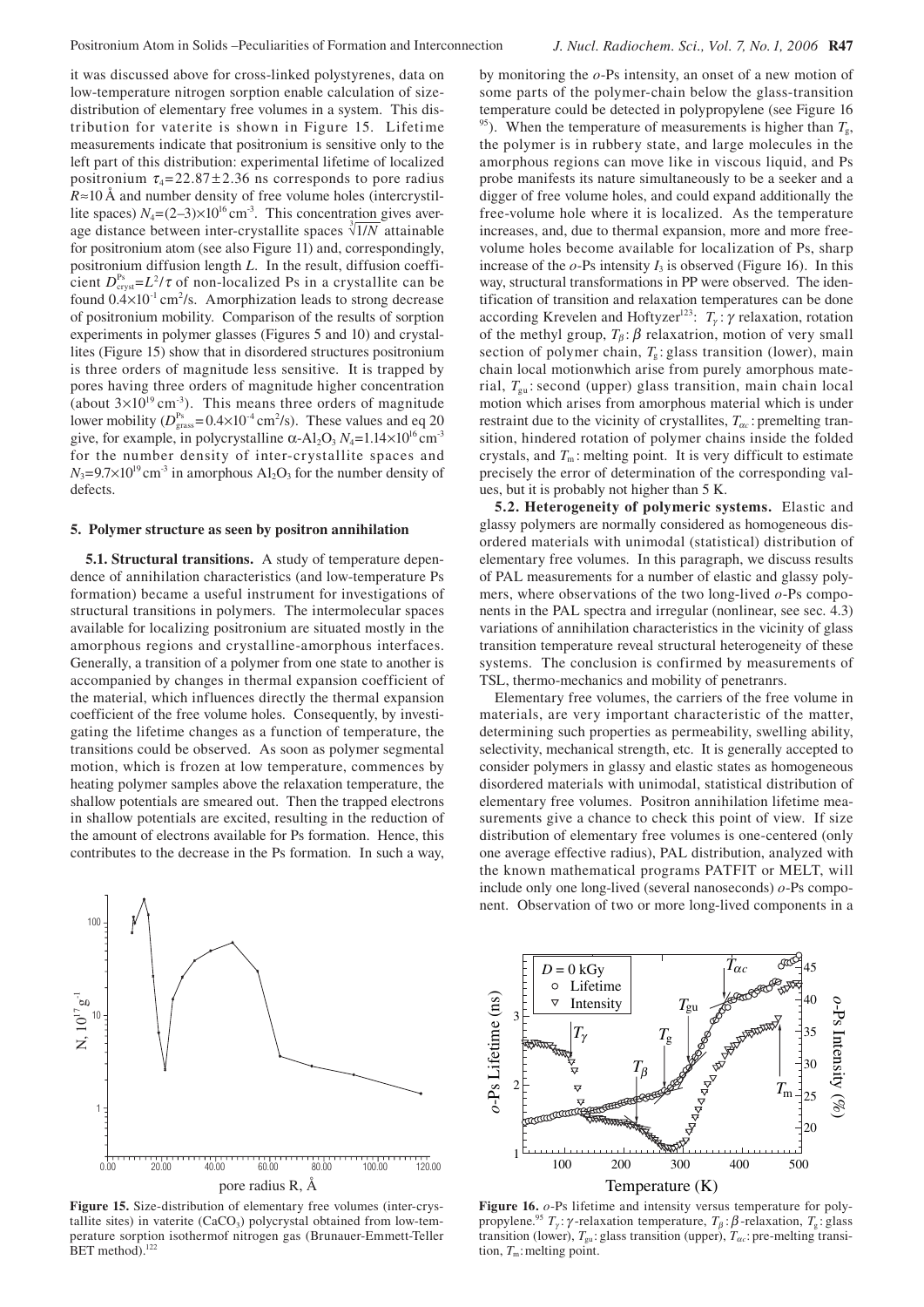it was discussed above for cross-linked polystyrenes, data on low-temperature nitrogen sorption enable calculation of size-distribution of elementary free volumes in a system. This distribution for vaterite is shown in Figure 15. Lifetime measurements indicate that positronium is sensitive only to the left part of this distribution: experimental lifetime of localized positronium $\tau_4=22.87\pm2.36$ ns corresponds to pore radius $R\approx10$ Å and number density of free volume holes (intercrystillite spaces) $N_4=(2–3)\times10^{16}$ cm$^{-3}$. This concentration gives average distance between inter-crystallite spaces $\sqrt[3]{1/N}$ attainable for positronium atom (see also Figure 11) and, correspondingly, positronium diffusion length $L$. In the result, diffusion coefficient $D^{Ps}_{cryst}=L^2/\tau$ of non-localized Ps in a crystallite can be found $0.4\times10^{-1}$ cm$^2$/s. Amorphization leads to strong decrease of positronium mobility. Comparison of the results of sorption experiments in polymer glasses (Figures 5 and 10) and crystallites (Figure 15) show that in disordered structures positronium is three orders of magnitude less sensitive. It is trapped by pores having three orders of magnitude higher concentration (about $3\times10^{19}$ cm$^{-3}$). This means three orders of magnitude lower mobility ($D^{Ps}_{glass}=0.4\times10^{-4}$ cm$^2$/s). These values and eq 20 give, for example, in polycrystalline $\alpha$-$Al_2O_3$ $N_4=1.14\times10^{16}$ cm$^{-3}$ for the number density of inter-crystallite spaces and $N_3=9.7\times10^{19}$ cm$^{-3}$ in amorphous $Al_2O_3$ for the number density of defects.

Figure 15. Size-distribution of elementary free volumes (inter-crystallite sites) in vaterite ($CaCO_3$) polycrystal obtained from low-temperature sorption isothermof nitrogen gas (Brunauer-Emmett-Teller BET method).[122]

## 5. Polymer structure as seen by positron annihilation

**5.1. Structural transitions.** A study of temperature dependence of annihilation characteristics (and low-temperature Ps formation) became a useful instrument for investigations of structural transitions in polymers. The intermolecular spaces available for localizing positronium are situated mostly in the amorphous regions and crystalline-amorphous interfaces. Generally, a transition of a polymer from one state to another is accompanied by changes in thermal expansion coefficient of the material, which influences directly the thermal expansion coefficient of the free volume holes. Consequently, by investigating the lifetime changes as a function of temperature, the transitions could be observed. As soon as polymer segmental motion, which is frozen at low temperature, commences by heating polymer samples above the relaxation temperature, the shallow potentials are smeared out. Then the trapped electrons in shallow potentials are excited, resulting in the reduction of the amount of electrons available for Ps formation. Hence, this contributes to the decrease in the Ps formation. In such a way, by monitoring the $o$-Ps intensity, an onset of a new motion of some parts of the polymer-chain below the glass-transition temperature could be detected in polypropylene (see Figure 16 [95]). When the temperature of measurements is higher than $T_g$, the polymer is in rubbery state, and large molecules in the amorphous regions can move like in viscous liquid, and Ps probe manifests its nature simultaneously to be a seeker and a digger of free volume holes, and could expand additionally the free-volume hole where it is localized. As the temperature increases, and, due to thermal expansion, more and more free-volume holes become available for localization of Ps, sharp increase of the $o$-Ps intensity $I_3$ is observed (Figure 16). In this way, structural transformations in PP were observed. The identification of transition and relaxation temperatures can be done according Krevelen and Hoftyzer[123]: $T_\gamma$: $\gamma$ relaxation, rotation of the methyl group, $T_\beta$: $\beta$ relaxatrion, motion of very small section of polymer chain, $T_g$: glass transition (lower), main chain local motionwhich arise from purely amorphous material, $T_{gu}$: second (upper) glass transition, main chain local motion which arises from amorphous material which is under restraint due to the vicinity of crystallites, $T_{\alpha c}$: premelting transition, hindered rotation of polymer chains inside the folded crystals, and $T_m$: melting point. It is very difficult to estimate precisely the error of determination of the corresponding values, but it is probably not higher than 5 K.

Figure 16. $o$-Ps lifetime and intensity versus temperature for polypropylene.[95] $T_\gamma$: $\gamma$-relaxation temperature, $T_\beta$: $\beta$-relaxation, $T_g$: glass transition (lower), $T_{gu}$: glass transition (upper), $T_{\alpha c}$: pre-melting transition, $T_m$: melting point.

**5.2. Heterogeneity of polymeric systems.** Elastic and glassy polymers are normally considered as homogeneous disordered materials with unimodal (statistical) distribution of elementary free volumes. In this paragraph, we discuss results of PAL measurements for a number of elastic and glassy polymers, where observations of the two long-lived $o$-Ps components in the PAL spectra and irregular (nonlinear, see sec. 4.3) variations of annihilation characteristics in the vicinity of glass transition temperature reveal structural heterogeneity of these systems. The conclusion is confirmed by measurements of TSL, thermo-mechanics and mobility of penetranrs.

Elementary free volumes, the carriers of the free volume in materials, are very important characteristic of the matter, determining such properties as permeability, swelling ability, selectivity, mechanical strength, etc. It is generally accepted to consider polymers in glassy and elastic states as homogeneous disordered materials with unimodal, statistical distribution of elementary free volumes. Positron annihilation lifetime measurements give a chance to check this point of view. If size distribution of elementary free volumes is one-centered (only one average effective radius), PAL distribution, analyzed with the known mathematical programs PATFIT or MELT, will include only one long-lived (several nanoseconds) $o$-Ps component. Observation of two or more long-lived components in a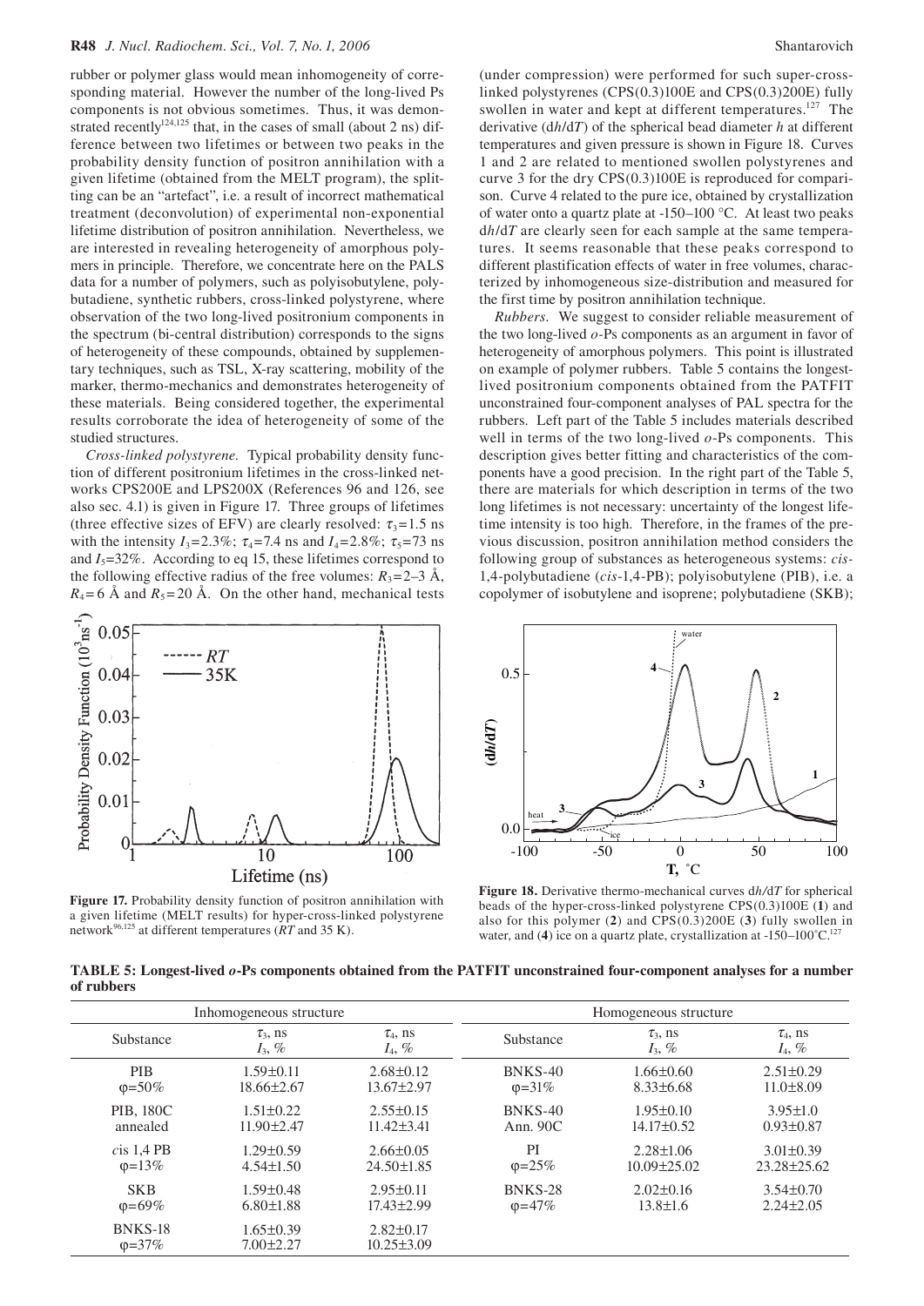rubber or polymer glass would mean inhomogeneity of corresponding material. However the number of the long-lived Ps components is not obvious sometimes. Thus, it was demonstrated recently[124,125] that, in the cases of small (about 2 ns) difference between two lifetimes or between two peaks in the probability density function of positron annihilation with a given lifetime (obtained from the MELT program), the splitting can be an "artefact", i.e. a result of incorrect mathematical treatment (deconvolution) of experimental non-exponential lifetime distribution of positron annihilation. Nevertheless, we are interested in revealing heterogeneity of amorphous polymers in principle. Therefore, we concentrate here on the PALS data for a number of polymers, such as polyisobutylene, polybutadiene, synthetic rubbers, cross-linked polystyrene, where observation of the two long-lived positronium components in the spectrum (bi-central distribution) corresponds to the signs of heterogeneity of these compounds, obtained by supplementary techniques, such as TSL, X-ray scattering, mobility of the marker, thermo-mechanics and demonstrates heterogeneity of these materials. Being considered together, the experimental results corroborate the idea of heterogeneity of some of the studied structures.

*Cross-linked polystyrene.* Typical probability density function of different positronium lifetimes in the cross-linked networks CPS200E and LPS200X (References 96 and 126, see also sec. 4.1) is given in Figure 17. Three groups of lifetimes (three effective sizes of EFV) are clearly resolved: $\tau_3 = 1.5$ ns with the intensity $I_3 = 2.3\%$; $\tau_4 = 7.4$ ns and $I_4 = 2.8\%$; $\tau_5 = 73$ ns and $I_5 = 32\%$. According to eq 15, these lifetimes correspond to the following effective radius of the free volumes: $R_3 = 2$–$3$ Å, $R_4 = 6$ Å and $R_5 = 20$ Å. On the other hand, mechanical tests (under compression) were performed for such super-cross-linked polystyrenes (CPS(0.3)100E and CPS(0.3)200E) fully swollen in water and kept at different temperatures.[127] The derivative ($dh/dT$) of the spherical bead diameter $h$ at different temperatures and given pressure is shown in Figure 18. Curves 1 and 2 are related to mentioned swollen polystyrenes and curve 3 for the dry CPS(0.3)100E is reproduced for comparison. Curve 4 related to the pure ice, obtained by crystallization of water onto a quartz plate at -150–100 °C. At least two peaks $dh/dT$ are clearly seen for each sample at the same temperatures. It seems reasonable that these peaks correspond to different plastification effects of water in free volumes, characterized by inhomogeneous size-distribution and measured for the first time by positron annihilation technique.

*Rubbers.* We suggest to consider reliable measurement of the two long-lived *o*-Ps components as an argument in favor of heterogeneity of amorphous polymers. This point is illustrated on example of polymer rubbers. Table 5 contains the longest-lived positronium components obtained from the PATFIT unconstrained four-component analyses of PAL spectra for the rubbers. Left part of the Table 5 includes materials described well in terms of the two long-lived *o*-Ps components. This description gives better fitting and characteristics of the components have a good precision. In the right part of the Table 5, there are materials for which description in terms of the two long lifetimes is not necessary: uncertainty of the longest lifetime intensity is too high. Therefore, in the frames of the previous discussion, positron annihilation method considers the following group of substances as heterogeneous systems: *cis*-1,4-polybutadiene (*cis*-1,4-PB); polyisobutylene (PIB), i.e. a copolymer of isobutylene and isoprene; polybutadiene (SKB);

**Figure 17.** Probability density function of positron annihilation with a given lifetime (MELT results) for hyper-cross-linked polystyrene network[96,125] at different temperatures (*RT* and 35 K).

**Figure 18.** Derivative thermo-mechanical curves $dh/dT$ for spherical beads of the hyper-cross-linked polystyrene CPS(0.3)100E (**1**) and also for this polymer (**2**) and CPS(0.3)200E (**3**) fully swollen in water, and (**4**) ice on a quartz plate, crystallization at -150–100˚C.[127]

**TABLE 5: Longest-lived *o*-Ps components obtained from the PATFIT unconstrained four-component analyses for a number of rubbers**

| Inhomogeneous structure | | | Homogeneous structure | | |
|---|---|---|---|---|---|
| Substance | $\tau_3$, ns<br>$I_3$, % | $\tau_4$, ns<br>$I_4$, % | Substance | $\tau_3$, ns<br>$I_3$, % | $\tau_4$, ns<br>$I_4$, % |
| PIB<br>φ=50% | 1.59±0.11<br>18.66±2.67 | 2.68±0.12<br>13.67±2.97 | BNKS-40<br>φ=31% | 1.66±0.60<br>8.33±6.68 | 2.51±0.29<br>11.0±8.09 |
| PIB, 180C<br>annealed | 1.51±0.22<br>11.90±2.47 | 2.55±0.15<br>11.42±3.41 | BNKS-40<br>Ann. 90C | 1.95±0.10<br>14.17±0.52 | 3.95±1.0<br>0.93±0.87 |
| *c*is 1,4 PB<br>φ=13% | 1.29±0.59<br>4.54±1.50 | 2.66±0.05<br>24.50±1.85 | PI<br>φ=25% | 2.28±1.06<br>10.09±25.02 | 3.01±0.39<br>23.28±25.62 |
| SKB<br>φ=69% | 1.59±0.48<br>6.80±1.88 | 2.95±0.11<br>17.43±2.99 | BNKS-28<br>φ=47% | 2.02±0.16<br>13.8±1.6 | 3.54±0.70<br>2.24±2.05 |
| BNKS-18<br>φ=37% | 1.65±0.39<br>7.00±2.27 | 2.82±0.17<br>10.25±3.09 | | | |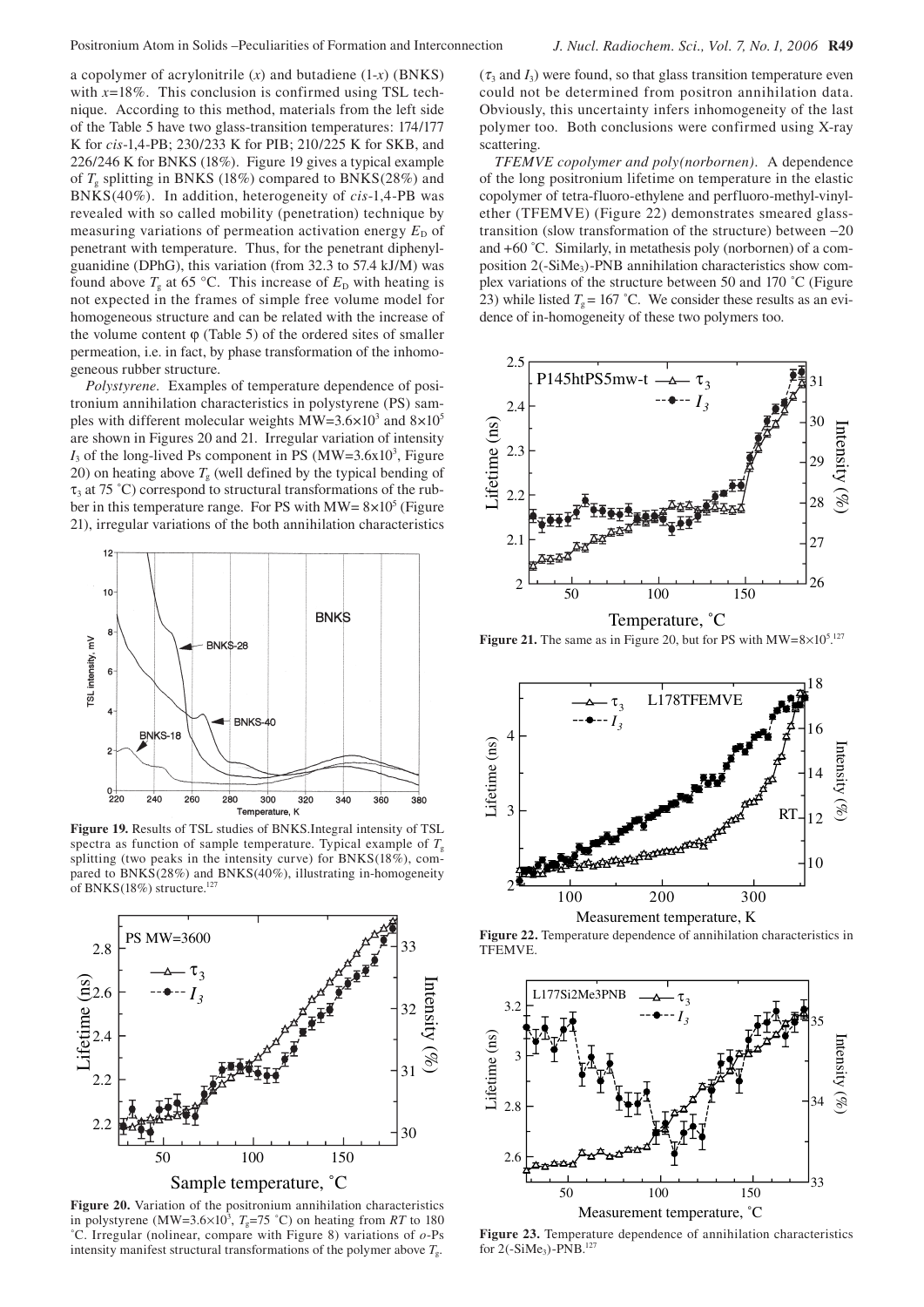a copolymer of acrylonitrile ($x$) and butadiene (1-$x$) (BNKS) with $x$=18%. This conclusion is confirmed using TSL technique. According to this method, materials from the left side of the Table 5 have two glass-transition temperatures: 174/177 K for *cis*-1,4-PB; 230/233 K for PIB; 210/225 K for SKB, and 226/246 K for BNKS (18%). Figure 19 gives a typical example of $T_g$ splitting in BNKS (18%) compared to BNKS(28%) and BNKS(40%). In addition, heterogeneity of *cis*-1,4-PB was revealed with so called mobility (penetration) technique by measuring variations of permeation activation energy $E_D$ of penetrant with temperature. Thus, for the penetrant diphenylguanidine (DPhG), this variation (from 32.3 to 57.4 kJ/M) was found above $T_g$ at 65 °C. This increase of $E_D$ with heating is not expected in the frames of simple free volume model for homogeneous structure and can be related with the increase of the volume content φ (Table 5) of the ordered sites of smaller permeation, i.e. in fact, by phase transformation of the inhomogeneous rubber structure.

*Polystyrene*. Examples of temperature dependence of positronium annihilation characteristics in polystyrene (PS) samples with different molecular weights MW=$3.6\times10^3$ and $8\times10^5$ are shown in Figures 20 and 21. Irregular variation of intensity $I_3$ of the long-lived Ps component in PS (MW=$3.6\times10^3$, Figure 20) on heating above $T_g$ (well defined by the typical bending of $\tau_3$ at 75 ˚C) correspond to structural transformations of the rubber in this temperature range. For PS with MW= $8\times10^5$ (Figure 21), irregular variations of the both annihilation characteristics ($\tau_3$ and $I_3$) were found, so that glass transition temperature even could not be determined from positron annihilation data. Obviously, this uncertainty infers inhomogeneity of the last polymer too. Both conclusions were confirmed using X-ray scattering.

*TFEMVE copolymer and poly(norbornen)*. A dependence of the long positronium lifetime on temperature in the elastic copolymer of tetra-fluoro-ethylene and perfluoro-methyl-vinylether (TFEMVE) (Figure 22) demonstrates smeared glass-transition (slow transformation of the structure) between −20 and +60 ˚C. Similarly, in metathesis poly (norbornen) of a composition 2(-SiMe$_3$)-PNB annihilation characteristics show complex variations of the structure between 50 and 170 ˚C (Figure 23) while listed $T_g$ = 167 ˚C. We consider these results as an evidence of in-homogeneity of these two polymers too.

**Figure 19.** Results of TSL studies of BNKS.Integral intensity of TSL spectra as function of sample temperature. Typical example of $T_g$ splitting (two peaks in the intensity curve) for BNKS(18%), compared to BNKS(28%) and BNKS(40%), illustrating in-homogeneity of BNKS(18%) structure.[127]

**Figure 20.** Variation of the positronium annihilation characteristics in polystyrene (MW=$3.6\times10^3$, $T_g$=75 ˚C) on heating from *RT* to 180 ˚C. Irregular (nolinear, compare with Figure 8) variations of *o*-Ps intensity manifest structural transformations of the polymer above $T_g$.

**Figure 21.** The same as in Figure 20, but for PS with MW=$8\times10^5$.[127]

**Figure 22.** Temperature dependence of annihilation characteristics in TFEMVE.

**Figure 23.** Temperature dependence of annihilation characteristics for 2(-SiMe$_3$)-PNB.[127]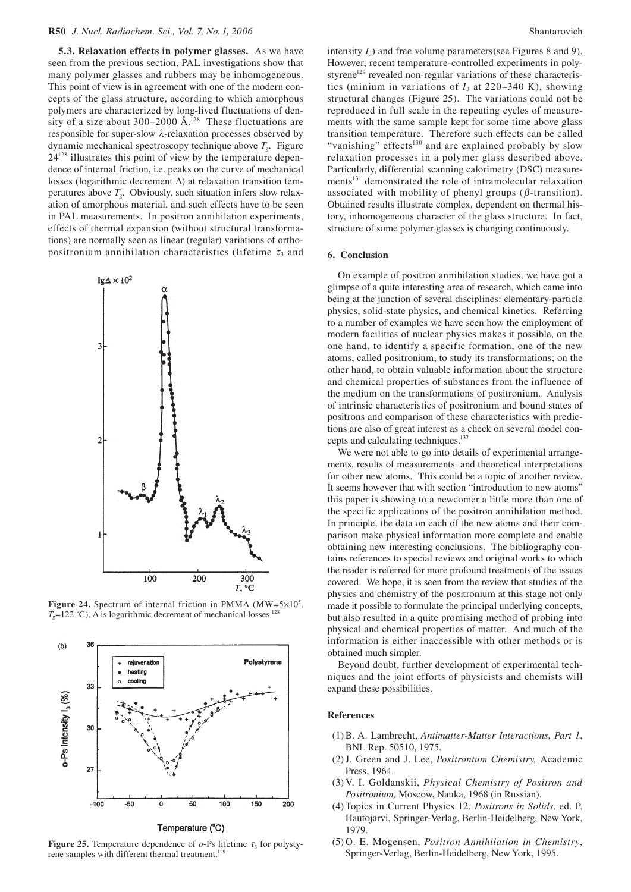**5.3. Relaxation effects in polymer glasses.** As we have seen from the previous section, PAL investigations show that many polymer glasses and rubbers may be inhomogeneous. This point of view is in agreement with one of the modern concepts of the glass structure, according to which amorphous polymers are characterized by long-lived fluctuations of density of a size about 300–2000 Å.[128] These fluctuations are responsible for super-slow $\lambda$-relaxation processes observed by dynamic mechanical spectroscopy technique above $T_g$. Figure 24[128] illustrates this point of view by the temperature dependence of internal friction, i.e. peaks on the curve of mechanical losses (logarithmic decrement $\Delta$) at relaxation transition temperatures above $T_g$. Obviously, such situation infers slow relaxation of amorphous material, and such effects have to be seen in PAL measurements. In positron annihilation experiments, effects of thermal expansion (without structural transformations) are normally seen as linear (regular) variations of ortho-positronium annihilation characteristics (lifetime $\tau_3$ and intensity $I_3$) and free volume parameters(see Figures 8 and 9). However, recent temperature-controlled experiments in polystyrene[129] revealed non-regular variations of these characteristics (minium in variations of $I_3$ at 220–340 K), showing structural changes (Figure 25). The variations could not be reproduced in full scale in the repeating cycles of measurements with the same sample kept for some time above glass transition temperature. Therefore such effects can be called "vanishing" effects[130] and are explained probably by slow relaxation processes in a polymer glass described above. Particularly, differential scanning calorimetry (DSC) measurements[131] demonstrated the role of intramolecular relaxation associated with mobility of phenyl groups ($\beta$-transition). Obtained results illustrate complex, dependent on thermal history, inhomogeneous character of the glass structure. In fact, structure of some polymer glasses is changing continuously.

**Figure 24.** Spectrum of internal friction in PMMA (MW=$5\times10^5$, $T_g$=122 °C). $\Delta$ is logarithmic decrement of mechanical losses.[128]

**Figure 25.** Temperature dependence of $o$-Ps lifetime $\tau_3$ for polystyrene samples with different thermal treatment.[129]

## 6. Conclusion

On example of positron annihilation studies, we have got a glimpse of a quite interesting area of research, which came into being at the junction of several disciplines: elementary-particle physics, solid-state physics, and chemical kinetics. Referring to a number of examples we have seen how the employment of modern facilities of nuclear physics makes it possible, on the one hand, to identify a specific formation, one of the new atoms, called positronium, to study its transformations; on the other hand, to obtain valuable information about the structure and chemical properties of substances from the influence of the medium on the transformations of positronium. Analysis of intrinsic characteristics of positronium and bound states of positrons and comparison of these characteristics with predictions are also of great interest as a check on several model concepts and calculating techniques.[132]

We were not able to go into details of experimental arrangements, results of measurements and theoretical interpretations for other new atoms. This could be a topic of another review. It seems however that with section "introduction to new atoms" this paper is showing to a newcomer a little more than one of the specific applications of the positron annihilation method. In principle, the data on each of the new atoms and their comparison make physical information more complete and enable obtaining new interesting conclusions. The bibliography contains references to special reviews and original works to which the reader is referred for more profound treatments of the issues covered. We hope, it is seen from the review that studies of the physics and chemistry of the positronium at this stage not only made it possible to formulate the principal underlying concepts, but also resulted in a quite promising method of probing into physical and chemical properties of matter. And much of the information is either inaccessible with other methods or is obtained much simpler.

Beyond doubt, further development of experimental techniques and the joint efforts of physicists and chemists will expand these possibilities.

## References

(1) B. A. Lambrecht, *Antimatter-Matter Interactions, Part 1*, BNL Rep. 50510, 1975.

(2) J. Green and J. Lee, *Positrontum Chemistry,* Academic Press, 1964.

(3) V. I. Goldanskii, *Physical Chemistry of Positron and Positronium,* Moscow, Nauka, 1968 (in Russian).

(4) Topics in Current Physics 12. *Positrons in Solids*. ed. P. Hautojarvi, Springer-Verlag, Berlin-Heidelberg, New York, 1979.

(5) O. E. Mogensen, *Positron Annihilation in Chemistry*, Springer-Verlag, Berlin-Heidelberg, New York, 1995.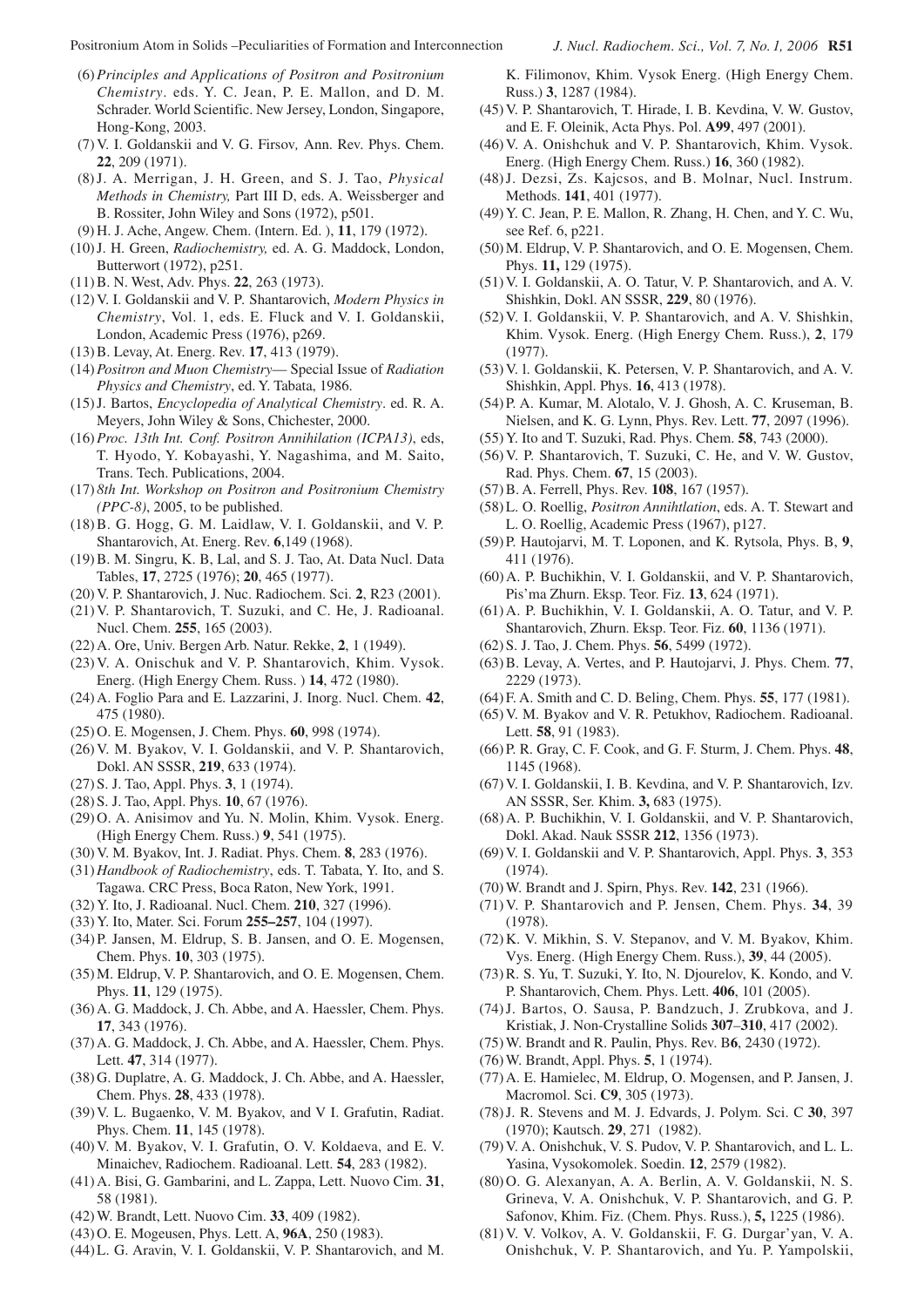(6) *Principles and Applications of Positron and Positronium Chemistry*. eds. Y. C. Jean, P. E. Mallon, and D. M. Schrader. World Scientific. New Jersey, London, Singapore, Hong-Kong, 2003.

(7) V. I. Goldanskii and V. G. Firsov*,* Ann. Rev. Phys. Chem. **22**, 209 (1971).

(8) J. A. Merrigan, J. H. Green, and S. J. Tao, *Physical Methods in Chemistry,* Part III D, eds. A. Weissberger and B. Rossiter, John Wiley and Sons (1972), p501.

(9) H. J. Ache, Angew. Chem. (Intern. Ed. ), **11**, 179 (1972).

(10) J. H. Green, *Radiochemistry,* ed. A. G. Maddock, London, Butterwort (1972), p251.

(11) B. N. West, Adv. Phys. **22**, 263 (1973).

(12) V. I. Goldanskii and V. P. Shantarovich, *Modern Physics in Chemistry*, Vol. 1, eds. E. Fluck and V. I. Goldanskii, London, Academic Press (1976), p269.

(13) B. Levay, At. Energ. Rev. **17**, 413 (1979).

(14) *Positron and Muon Chemistry*— Special Issue of *Radiation Physics and Chemistry*, ed. Y. Tabata, 1986.

(15) J. Bartos, *Encyclopedia of Analytical Chemistry*. ed. R. A. Meyers, John Wiley & Sons, Chichester, 2000.

(16) *Proc. 13th Int. Conf. Positron Annihilation (ICPA13)*, eds, T. Hyodo, Y. Kobayashi, Y. Nagashima, and M. Saito, Trans. Tech. Publications, 2004.

(17) *8th Int. Workshop on Positron and Positronium Chemistry (PPC-8)*, 2005, to be published.

(18) B. G. Hogg, G. M. Laidlaw, V. I. Goldanskii, and V. P. Shantarovich, At. Energ. Rev. **6**,149 (1968).

(19) B. M. Singru, K. B, Lal, and S. J. Tao, At. Data Nucl. Data Tables, **17**, 2725 (1976); **20**, 465 (1977).

(20) V. P. Shantarovich, J. Nuc. Radiochem. Sci. **2**, R23 (2001).

(21) V. P. Shantarovich, T. Suzuki, and C. He, J. Radioanal. Nucl. Chem. **255**, 165 (2003).

(22) A. Ore, Univ. Bergen Arb. Natur. Rekke, **2**, 1 (1949).

(23) V. A. Onischuk and V. P. Shantarovich, Khim. Vysok. Energ. (High Energy Chem. Russ. ) **14**, 472 (1980).

(24) A. Foglio Para and E. Lazzarini, J. Inorg. Nucl. Chem. **42**, 475 (1980).

(25) O. E. Mogensen, J. Chem. Phys. **60**, 998 (1974).

(26) V. M. Byakov, V. I. Goldanskii, and V. P. Shantarovich, Dokl. AN SSSR, **219**, 633 (1974).

(27) S. J. Tao, Appl. Phys. **3**, 1 (1974).

(28) S. J. Tao, Appl. Phys. **10**, 67 (1976).

(29) O. A. Anisimov and Yu. N. Molin, Khim. Vysok. Energ. (High Energy Chem. Russ.) **9**, 541 (1975).

(30) V. M. Byakov, Int. J. Radiat. Phys. Chem. **8**, 283 (1976).

(31) *Handbook of Radiochemistry*, eds. T. Tabata, Y. Ito, and S. Tagawa. CRC Press, Boca Raton, New York, 1991.

(32) Y. Ito, J. Radioanal. Nucl. Chem. **210**, 327 (1996).

(33) Y. Ito, Mater. Sci. Forum **255–257**, 104 (1997).

(34) P. Jansen, M. Eldrup, S. B. Jansen, and O. E. Mogensen, Chem. Phys. **10**, 303 (1975).

(35) M. Eldrup, V. P. Shantarovich, and O. E. Mogensen, Chem. Phys. **11**, 129 (1975).

(36) A. G. Maddock, J. Ch. Abbe, and A. Haessler, Chem. Phys. **17**, 343 (1976).

(37) A. G. Maddock, J. Ch. Abbe, and A. Haessler, Chem. Phys. Lett. **47**, 314 (1977).

(38) G. Duplatre, A. G. Maddock, J. Ch. Abbe, and A. Haessler, Chem. Phys. **28**, 433 (1978).

(39) V. L. Bugaenko, V. M. Byakov, and V I. Grafutin, Radiat. Phys. Chem. **11**, 145 (1978).

(40) V. M. Byakov, V. I. Grafutin, O. V. Koldaeva, and E. V. Minaichev, Radiochem. Radioanal. Lett. **54**, 283 (1982).

(41) A. Bisi, G. Gambarini, and L. Zappa, Lett. Nuovo Cim. **31**, 58 (1981).

(42) W. Brandt, Lett. Nuovo Cim. **33**, 409 (1982).

(43) O. E. Mogeusen, Phys. Lett. A, **96A**, 250 (1983).

(44) L. G. Aravin, V. I. Goldanskii, V. P. Shantarovich, and M. K. Filimonov, Khim. Vysok Energ. (High Energy Chem. Russ.) **3**, 1287 (1984).

(45) V. P. Shantarovich, T. Hirade, I. B. Kevdina, V. W. Gustov, and E. F. Oleinik, Acta Phys. Pol. **A99**, 497 (2001).

(46) V. A. Onishchuk and V. P. Shantarovich, Khim. Vysok. Energ. (High Energy Chem. Russ.) **16**, 360 (1982).

(48) J. Dezsi, Zs. Kajcsos, and B. Molnar, Nucl. Instrum. Methods. **141**, 401 (1977).

(49) Y. C. Jean, P. E. Mallon, R. Zhang, H. Chen, and Y. C. Wu, see Ref. 6, p221.

(50) M. Eldrup, V. P. Shantarovich, and O. E. Mogensen, Chem. Phys. **11,** 129 (1975).

(51) V. I. Goldanskii, A. O. Tatur, V. P. Shantarovich, and A. V. Shishkin, Dokl. AN SSSR, **229**, 80 (1976).

(52) V. I. Goldanskii, V. P. Shantarovich, and A. V. Shishkin, Khim. Vysok. Energ. (High Energy Chem. Russ.), **2**, 179 (1977).

(53) V. l. Goldanskii, K. Petersen, V. P. Shantarovich, and A. V. Shishkin, Appl. Phys. **16**, 413 (1978).

(54) P. A. Kumar, M. Alotalo, V. J. Ghosh, A. C. Kruseman, B. Nielsen, and K. G. Lynn, Phys. Rev. Lett. **77**, 2097 (1996).

(55) Y. Ito and T. Suzuki, Rad. Phys. Chem. **58**, 743 (2000).

(56) V. P. Shantarovich, T. Suzuki, C. He, and V. W. Gustov, Rad. Phys. Chem. **67**, 15 (2003).

(57) B. A. Ferrell, Phys. Rev. **108**, 167 (1957).

(58) L. O. Roellig, *Positron Annihtlation*, eds. A. T. Stewart and L. O. Roellig, Academic Press (1967), p127.

(59) P. Hautojarvi, M. T. Loponen, and K. Rytsola, Phys. B, **9**, 411 (1976).

(60) A. P. Buchikhin, V. I. Goldanskii, and V. P. Shantarovich, Pis'ma Zhurn. Eksp. Teor. Fiz. **13**, 624 (1971).

(61) A. P. Buchikhin, V. I. Goldanskii, A. O. Tatur, and V. P. Shantarovich, Zhurn. Eksp. Teor. Fiz. **60**, 1136 (1971).

(62) S. J. Tao, J. Chem. Phys. **56**, 5499 (1972).

(63) B. Levay, A. Vertes, and P. Hautojarvi, J. Phys. Chem. **77**, 2229 (1973).

(64) F. A. Smith and C. D. Beling, Chem. Phys. **55**, 177 (1981).

(65) V. M. Byakov and V. R. Petukhov, Radiochem. Radioanal. Lett. **58**, 91 (1983).

(66) P. R. Gray, C. F. Cook, and G. F. Sturm, J. Chem. Phys. **48**, 1145 (1968).

(67) V. I. Goldanskii, I. B. Kevdina, and V. P. Shantarovich, Izv. AN SSSR, Ser. Khim. **3,** 683 (1975).

(68) A. P. Buchikhin, V. I. Goldanskii, and V. P. Shantarovich, Dokl. Akad. Nauk SSSR **212**, 1356 (1973).

(69) V. I. Goldanskii and V. P. Shantarovich, Appl. Phys. **3**, 353 (1974).

(70) W. Brandt and J. Spirn, Phys. Rev. **142**, 231 (1966).

(71) V. P. Shantarovich and P. Jensen, Chem. Phys. **34**, 39 (1978).

(72) K. V. Mikhin, S. V. Stepanov, and V. M. Byakov, Khim. Vysok. Energ. (High Energy Chem. Russ.), **39**, 44 (2005).

(73) R. S. Yu, T. Suzuki, Y. Ito, N. Djourelov, K. Kondo, and V. P. Shantarovich, Chem. Phys. Lett. **406**, 101 (2005).

(74) J. Bartos, O. Sausa, P. Bandzuch, J. Zrubkova, and J. Kristiak, J. Non-Crystalline Solids **307**–**310**, 417 (2002).

(75) W. Brandt and R. Paulin, Phys. Rev. B**6**, 2430 (1972).

(76) W. Brandt, Appl. Phys. **5**, 1 (1974).

(77) A. E. Hamielec, M. Eldrup, O. Mogensen, and P. Jansen, J. Macromol. Sci. **C9**, 305 (1973).

(78) J. R. Stevens and M. J. Edvards, J. Polym. Sci. C **30**, 397 (1970); Kautsch. **29**, 271 (1982).

(79) V. A. Onishchuk, V. S. Pudov, V. P. Shantarovich, and L. L. Yasina, Vysokomolek. Soedin. **12**, 2579 (1982).

(80) O. G. Alexanyan, A. A. Berlin, A. V. Goldanskii, N. S. Grineva, V. A. Onishchuk, V. P. Shantarovich, and G. P. Safonov, Khim. Fiz. (Chem. Phys. Russ.), **5,** 1225 (1986).

(81) V. V. Volkov, A. V. Goldanskii, F. G. Durgar'yan, V. A. Onishchuk, V. P. Shantarovich, and Yu. P. Yampolskii,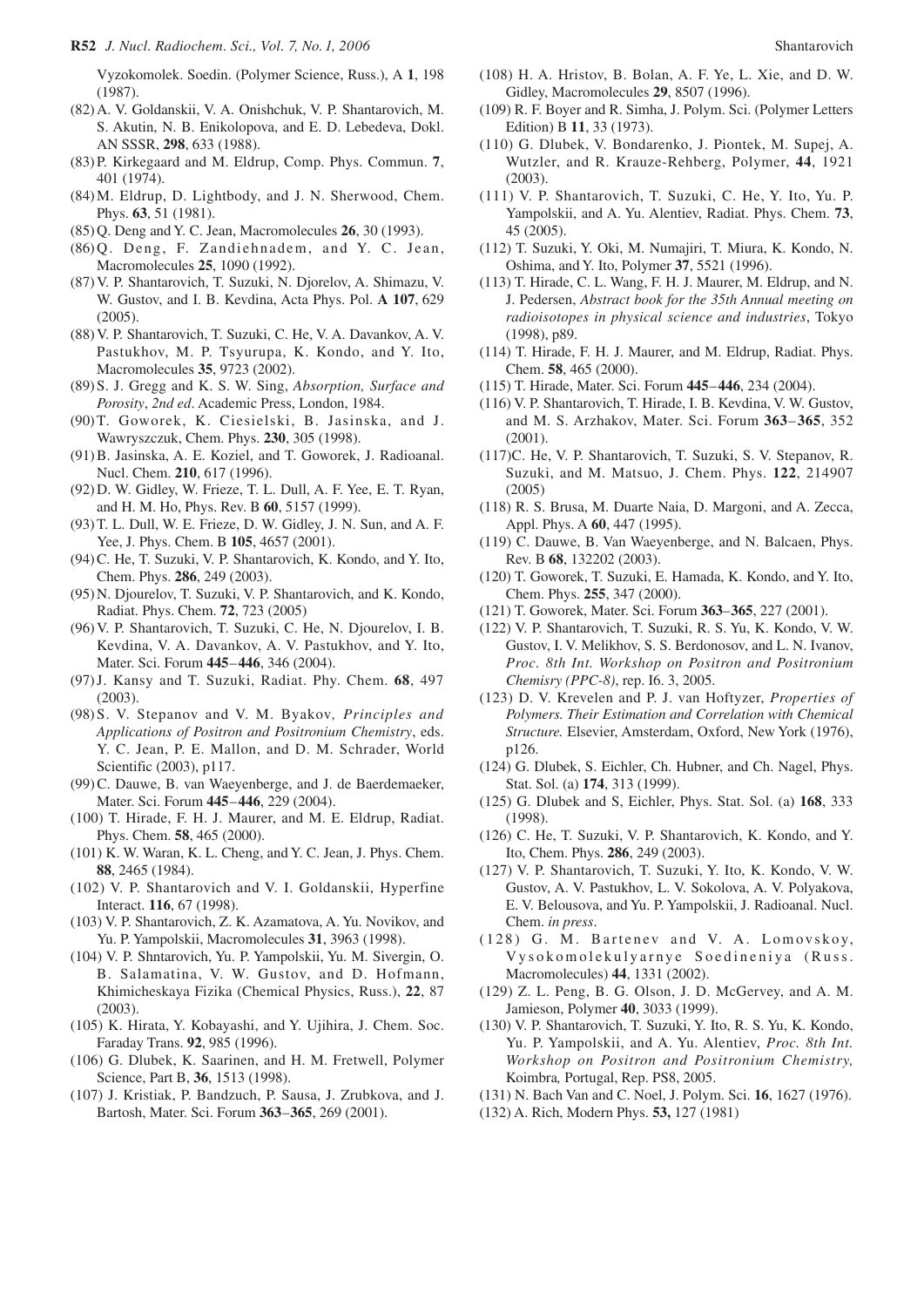Vyzokomolek. Soedin. (Polymer Science, Russ.), A **1**, 198 (1987).

(82) A. V. Goldanskii, V. A. Onishchuk, V. P. Shantarovich, M. S. Akutin, N. B. Enikolopova, and E. D. Lebedeva, Dokl. AN SSSR, **298**, 633 (1988).

(83) P. Kirkegaard and M. Eldrup, Comp. Phys. Commun. **7**, 401 (1974).

(84) M. Eldrup, D. Lightbody, and J. N. Sherwood, Chem. Phys. **63**, 51 (1981).

(85) Q. Deng and Y. C. Jean, Macromolecules **26**, 30 (1993).

(86) Q. Deng, F. Zandiehnadem, and Y. C. Jean, Macromolecules **25**, 1090 (1992).

(87) V. P. Shantarovich, T. Suzuki, N. Djorelov, A. Shimazu, V. W. Gustov, and I. B. Kevdina, Acta Phys. Pol. **A 107**, 629 (2005).

(88) V. P. Shantarovich, T. Suzuki, C. He, V. A. Davankov, A. V. Pastukhov, M. P. Tsyurupa, K. Kondo, and Y. Ito, Macromolecules **35**, 9723 (2002).

(89) S. J. Gregg and K. S. W. Sing, *Absorption, Surface and Porosity*, *2nd ed*. Academic Press, London, 1984.

(90) T. Goworek, K. Ciesielski, B. Jasinska, and J. Wawryszczuk, Chem. Phys. **230**, 305 (1998).

(91) B. Jasinska, A. E. Koziel, and T. Goworek, J. Radioanal. Nucl. Chem. **210**, 617 (1996).

(92) D. W. Gidley, W. Frieze, T. L. Dull, A. F. Yee, E. T. Ryan, and H. M. Ho, Phys. Rev. B **60**, 5157 (1999).

(93) T. L. Dull, W. E. Frieze, D. W. Gidley, J. N. Sun, and A. F. Yee, J. Phys. Chem. B **105**, 4657 (2001).

(94) C. He, T. Suzuki, V. P. Shantarovich, K. Kondo, and Y. Ito, Chem. Phys. **286**, 249 (2003).

(95) N. Djourelov, T. Suzuki, V. P. Shantarovich, and K. Kondo, Radiat. Phys. Chem. **72**, 723 (2005)

(96) V. P. Shantarovich, T. Suzuki, C. He, N. Djourelov, I. B. Kevdina, V. A. Davankov, A. V. Pastukhov, and Y. Ito, Mater. Sci. Forum **445**–**446**, 346 (2004).

(97) J. Kansy and T. Suzuki, Radiat. Phy. Chem. **68**, 497 (2003).

(98) S. V. Stepanov and V. M. Byakov*, Principles and Applications of Positron and Positronium Chemistry*, eds. Y. C. Jean, P. E. Mallon, and D. M. Schrader, World Scientific (2003), p117.

(99) C. Dauwe, B. van Waeyenberge, and J. de Baerdemaeker, Mater. Sci. Forum **445**–**446**, 229 (2004).

(100) T. Hirade, F. H. J. Maurer, and M. E. Eldrup, Radiat. Phys. Chem. **58**, 465 (2000).

(101) K. W. Waran, K. L. Cheng, and Y. C. Jean, J. Phys. Chem. **88**, 2465 (1984).

(102) V. P. Shantarovich and V. I. Goldanskii, Hyperfine Interact. **116**, 67 (1998).

(103) V. P. Shantarovich, Z. K. Azamatova, A. Yu. Novikov, and Yu. P. Yampolskii, Macromolecules **31**, 3963 (1998).

(104) V. P. Shntarovich, Yu. P. Yampolskii, Yu. M. Sivergin, O. B. Salamatina, V. W. Gustov, and D. Hofmann, Khimicheskaya Fizika (Chemical Physics, Russ.), **22**, 87 (2003).

(105) K. Hirata, Y. Kobayashi, and Y. Ujihira, J. Chem. Soc. Faraday Trans. **92**, 985 (1996).

(106) G. Dlubek, K. Saarinen, and H. M. Fretwell, Polymer Science, Part B, **36**, 1513 (1998).

(107) J. Kristiak, P. Bandzuch, P. Sausa, J. Zrubkova, and J. Bartosh, Mater. Sci. Forum **363**–**365**, 269 (2001).

(108) H. A. Hristov, B. Bolan, A. F. Ye, L. Xie, and D. W. Gidley, Macromolecules **29**, 8507 (1996).

(109) R. F. Boyer and R. Simha, J. Polym. Sci. (Polymer Letters Edition) B **11**, 33 (1973).

(110) G. Dlubek, V. Bondarenko, J. Piontek, M. Supej, A. Wutzler, and R. Krauze-Rehberg, Polymer, **44**, 1921 (2003).

(111) V. P. Shantarovich, T. Suzuki, C. He, Y. Ito, Yu. P. Yampolskii, and A. Yu. Alentiev, Radiat. Phys. Chem. **73**, 45 (2005).

(112) T. Suzuki, Y. Oki, M. Numajiri, T. Miura, K. Kondo, N. Oshima, and Y. Ito, Polymer **37**, 5521 (1996).

(113) T. Hirade, C. L. Wang, F. H. J. Maurer, M. Eldrup, and N. J. Pedersen, *Abstract book for the 35th Annual meeting on radioisotopes in physical science and industries*, Tokyo (1998), p89.

(114) T. Hirade, F. H. J. Maurer, and M. Eldrup, Radiat. Phys. Chem. **58**, 465 (2000).

(115) T. Hirade, Mater. Sci. Forum **445**–**446**, 234 (2004).

(116) V. P. Shantarovich, T. Hirade, I. B. Kevdina, V. W. Gustov, and M. S. Arzhakov, Mater. Sci. Forum **363**–**365**, 352 (2001).

(117) C. He, V. P. Shantarovich, T. Suzuki, S. V. Stepanov, R. Suzuki, and M. Matsuo, J. Chem. Phys. **122**, 214907 (2005)

(118) R. S. Brusa, M. Duarte Naia, D. Margoni, and A. Zecca, Appl. Phys. A **60**, 447 (1995).

(119) C. Dauwe, B. Van Waeyenberge, and N. Balcaen, Phys. Rev. B **68**, 132202 (2003).

(120) T. Goworek, T. Suzuki, E. Hamada, K. Kondo, and Y. Ito, Chem. Phys. **255**, 347 (2000).

(121) T. Goworek, Mater. Sci. Forum **363**–**365**, 227 (2001).

(122) V. P. Shantarovich, T. Suzuki, R. S. Yu, K. Kondo, V. W. Gustov, I. V. Melikhov, S. S. Berdonosov, and L. N. Ivanov, *Proc. 8th Int. Workshop on Positron and Positronium Chemisry (PPC-8)*, rep. I6. 3, 2005.

(123) D. V. Krevelen and P. J. van Hoftyzer, *Properties of Polymers. Their Estimation and Correlation with Chemical Structure.* Elsevier, Amsterdam, Oxford, New York (1976), p126.

(124) G. Dlubek, S. Eichler, Ch. Hubner, and Ch. Nagel, Phys. Stat. Sol. (a) **174**, 313 (1999).

(125) G. Dlubek and S, Eichler, Phys. Stat. Sol. (a) **168**, 333 (1998).

(126) C. He, T. Suzuki, V. P. Shantarovich, K. Kondo, and Y. Ito, Chem. Phys. **286**, 249 (2003).

(127) V. P. Shantarovich, T. Suzuki, Y. Ito, K. Kondo, V. W. Gustov, A. V. Pastukhov, L. V. Sokolova, A. V. Polyakova, E. V. Belousova, and Yu. P. Yampolskii, J. Radioanal. Nucl. Chem. *in press*.

(128) G. M. Bartenev and V. A. Lomovskoy, Vysokomolekulyarnye Soedineniya (Russ. Macromolecules) **44**, 1331 (2002).

(129) Z. L. Peng, B. G. Olson, J. D. McGervey, and A. M. Jamieson, Polymer **40**, 3033 (1999).

(130) V. P. Shantarovich, T. Suzuki, Y. Ito, R. S. Yu, K. Kondo, Yu. P. Yampolskii, and A. Yu. Alentiev, *Proc. 8th Int. Workshop on Positron and Positronium Chemistry,* Koimbra*,* Portugal, Rep. PS8, 2005.

(131) N. Bach Van and C. Noel, J. Polym. Sci. **16**, 1627 (1976).

(132) A. Rich, Modern Phys. **53,** 127 (1981)